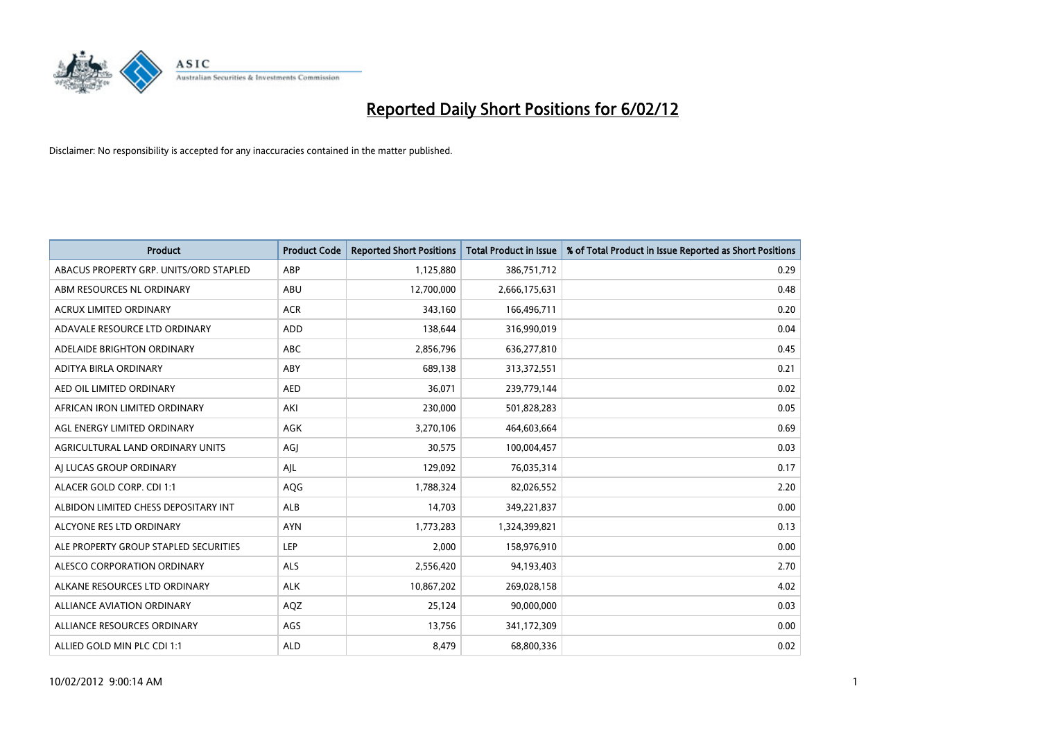# Reported Daily Short Positions for 6/02/12

Disclaimer: No responsibility is accepted for any inaccuracies contained in the matter published.

| Product | Product Code | Reported Short Positions | Total Product in Issue | % of Total Product in Issue Reported as Short Positions |
|---|---|---|---|---|
| ABACUS PROPERTY GRP. UNITS/ORD STAPLED | ABP | 1,125,880 | 386,751,712 | 0.29 |
| ABM RESOURCES NL ORDINARY | ABU | 12,700,000 | 2,666,175,631 | 0.48 |
| ACRUX LIMITED ORDINARY | ACR | 343,160 | 166,496,711 | 0.20 |
| ADAVALE RESOURCE LTD ORDINARY | ADD | 138,644 | 316,990,019 | 0.04 |
| ADELAIDE BRIGHTON ORDINARY | ABC | 2,856,796 | 636,277,810 | 0.45 |
| ADITYA BIRLA ORDINARY | ABY | 689,138 | 313,372,551 | 0.21 |
| AED OIL LIMITED ORDINARY | AED | 36,071 | 239,779,144 | 0.02 |
| AFRICAN IRON LIMITED ORDINARY | AKI | 230,000 | 501,828,283 | 0.05 |
| AGL ENERGY LIMITED ORDINARY | AGK | 3,270,106 | 464,603,664 | 0.69 |
| AGRICULTURAL LAND ORDINARY UNITS | AGJ | 30,575 | 100,004,457 | 0.03 |
| AJ LUCAS GROUP ORDINARY | AJL | 129,092 | 76,035,314 | 0.17 |
| ALACER GOLD CORP. CDI 1:1 | AQG | 1,788,324 | 82,026,552 | 2.20 |
| ALBIDON LIMITED CHESS DEPOSITARY INT | ALB | 14,703 | 349,221,837 | 0.00 |
| ALCYONE RES LTD ORDINARY | AYN | 1,773,283 | 1,324,399,821 | 0.13 |
| ALE PROPERTY GROUP STAPLED SECURITIES | LEP | 2,000 | 158,976,910 | 0.00 |
| ALESCO CORPORATION ORDINARY | ALS | 2,556,420 | 94,193,403 | 2.70 |
| ALKANE RESOURCES LTD ORDINARY | ALK | 10,867,202 | 269,028,158 | 4.02 |
| ALLIANCE AVIATION ORDINARY | AQZ | 25,124 | 90,000,000 | 0.03 |
| ALLIANCE RESOURCES ORDINARY | AGS | 13,756 | 341,172,309 | 0.00 |
| ALLIED GOLD MIN PLC CDI 1:1 | ALD | 8,479 | 68,800,336 | 0.02 |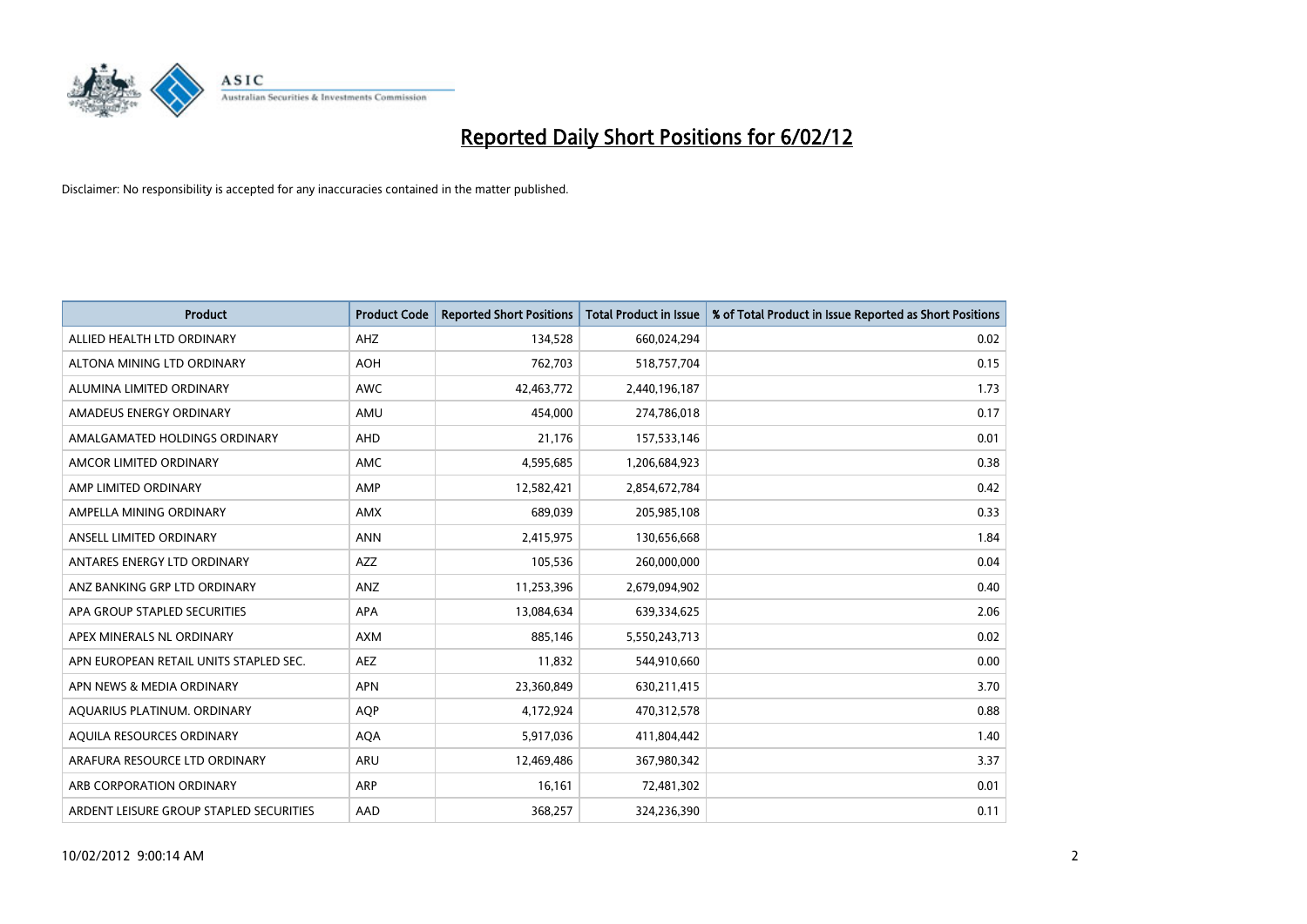# Reported Daily Short Positions for 6/02/12

Disclaimer: No responsibility is accepted for any inaccuracies contained in the matter published.

| Product | Product Code | Reported Short Positions | Total Product in Issue | % of Total Product in Issue Reported as Short Positions |
| --- | --- | --- | --- | --- |
| ALLIED HEALTH LTD ORDINARY | AHZ | 134,528 | 660,024,294 | 0.02 |
| ALTONA MINING LTD ORDINARY | AOH | 762,703 | 518,757,704 | 0.15 |
| ALUMINA LIMITED ORDINARY | AWC | 42,463,772 | 2,440,196,187 | 1.73 |
| AMADEUS ENERGY ORDINARY | AMU | 454,000 | 274,786,018 | 0.17 |
| AMALGAMATED HOLDINGS ORDINARY | AHD | 21,176 | 157,533,146 | 0.01 |
| AMCOR LIMITED ORDINARY | AMC | 4,595,685 | 1,206,684,923 | 0.38 |
| AMP LIMITED ORDINARY | AMP | 12,582,421 | 2,854,672,784 | 0.42 |
| AMPELLA MINING ORDINARY | AMX | 689,039 | 205,985,108 | 0.33 |
| ANSELL LIMITED ORDINARY | ANN | 2,415,975 | 130,656,668 | 1.84 |
| ANTARES ENERGY LTD ORDINARY | AZZ | 105,536 | 260,000,000 | 0.04 |
| ANZ BANKING GRP LTD ORDINARY | ANZ | 11,253,396 | 2,679,094,902 | 0.40 |
| APA GROUP STAPLED SECURITIES | APA | 13,084,634 | 639,334,625 | 2.06 |
| APEX MINERALS NL ORDINARY | AXM | 885,146 | 5,550,243,713 | 0.02 |
| APN EUROPEAN RETAIL UNITS STAPLED SEC. | AEZ | 11,832 | 544,910,660 | 0.00 |
| APN NEWS & MEDIA ORDINARY | APN | 23,360,849 | 630,211,415 | 3.70 |
| AQUARIUS PLATINUM. ORDINARY | AQP | 4,172,924 | 470,312,578 | 0.88 |
| AQUILA RESOURCES ORDINARY | AQA | 5,917,036 | 411,804,442 | 1.40 |
| ARAFURA RESOURCE LTD ORDINARY | ARU | 12,469,486 | 367,980,342 | 3.37 |
| ARB CORPORATION ORDINARY | ARP | 16,161 | 72,481,302 | 0.01 |
| ARDENT LEISURE GROUP STAPLED SECURITIES | AAD | 368,257 | 324,236,390 | 0.11 |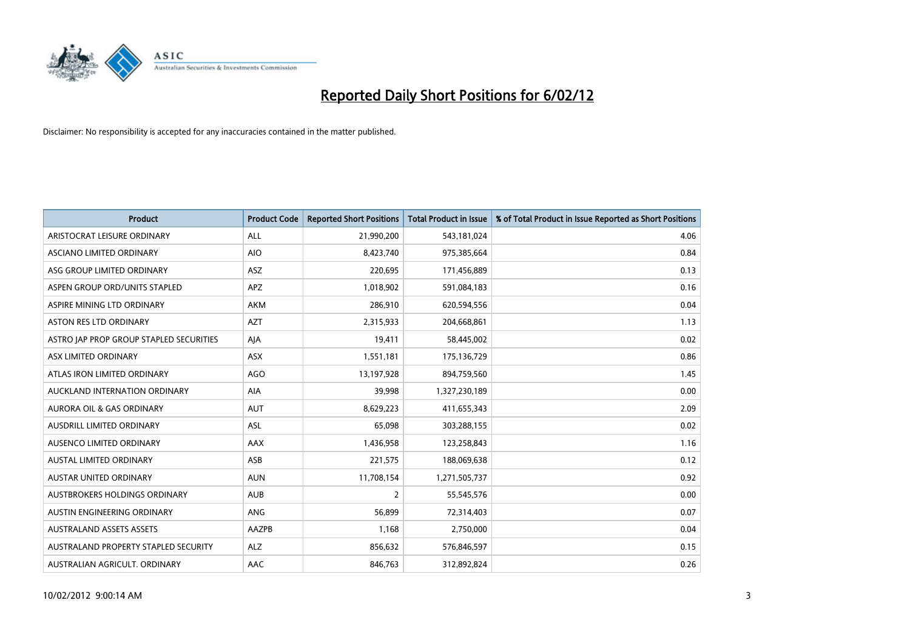# Reported Daily Short Positions for 6/02/12

Disclaimer: No responsibility is accepted for any inaccuracies contained in the matter published.

| Product | Product Code | Reported Short Positions | Total Product in Issue | % of Total Product in Issue Reported as Short Positions |
| --- | --- | --- | --- | --- |
| ARISTOCRAT LEISURE ORDINARY | ALL | 21,990,200 | 543,181,024 | 4.06 |
| ASCIANO LIMITED ORDINARY | AIO | 8,423,740 | 975,385,664 | 0.84 |
| ASG GROUP LIMITED ORDINARY | ASZ | 220,695 | 171,456,889 | 0.13 |
| ASPEN GROUP ORD/UNITS STAPLED | APZ | 1,018,902 | 591,084,183 | 0.16 |
| ASPIRE MINING LTD ORDINARY | AKM | 286,910 | 620,594,556 | 0.04 |
| ASTON RES LTD ORDINARY | AZT | 2,315,933 | 204,668,861 | 1.13 |
| ASTRO JAP PROP GROUP STAPLED SECURITIES | AJA | 19,411 | 58,445,002 | 0.02 |
| ASX LIMITED ORDINARY | ASX | 1,551,181 | 175,136,729 | 0.86 |
| ATLAS IRON LIMITED ORDINARY | AGO | 13,197,928 | 894,759,560 | 1.45 |
| AUCKLAND INTERNATION ORDINARY | AIA | 39,998 | 1,327,230,189 | 0.00 |
| AURORA OIL & GAS ORDINARY | AUT | 8,629,223 | 411,655,343 | 2.09 |
| AUSDRILL LIMITED ORDINARY | ASL | 65,098 | 303,288,155 | 0.02 |
| AUSENCO LIMITED ORDINARY | AAX | 1,436,958 | 123,258,843 | 1.16 |
| AUSTAL LIMITED ORDINARY | ASB | 221,575 | 188,069,638 | 0.12 |
| AUSTAR UNITED ORDINARY | AUN | 11,708,154 | 1,271,505,737 | 0.92 |
| AUSTBROKERS HOLDINGS ORDINARY | AUB | 2 | 55,545,576 | 0.00 |
| AUSTIN ENGINEERING ORDINARY | ANG | 56,899 | 72,314,403 | 0.07 |
| AUSTRALAND ASSETS ASSETS | AAZPB | 1,168 | 2,750,000 | 0.04 |
| AUSTRALAND PROPERTY STAPLED SECURITY | ALZ | 856,632 | 576,846,597 | 0.15 |
| AUSTRALIAN AGRICULT. ORDINARY | AAC | 846,763 | 312,892,824 | 0.26 |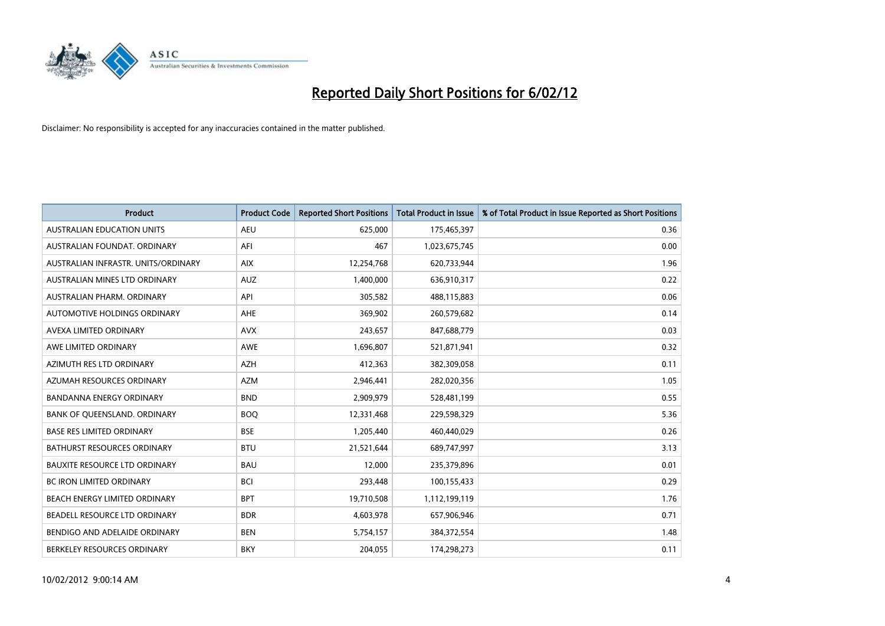# Reported Daily Short Positions for 6/02/12

Disclaimer: No responsibility is accepted for any inaccuracies contained in the matter published.

| Product | Product Code | Reported Short Positions | Total Product in Issue | % of Total Product in Issue Reported as Short Positions |
|---|---|---|---|---|
| AUSTRALIAN EDUCATION UNITS | AEU | 625,000 | 175,465,397 | 0.36 |
| AUSTRALIAN FOUNDAT. ORDINARY | AFI | 467 | 1,023,675,745 | 0.00 |
| AUSTRALIAN INFRASTR. UNITS/ORDINARY | AIX | 12,254,768 | 620,733,944 | 1.96 |
| AUSTRALIAN MINES LTD ORDINARY | AUZ | 1,400,000 | 636,910,317 | 0.22 |
| AUSTRALIAN PHARM. ORDINARY | API | 305,582 | 488,115,883 | 0.06 |
| AUTOMOTIVE HOLDINGS ORDINARY | AHE | 369,902 | 260,579,682 | 0.14 |
| AVEXA LIMITED ORDINARY | AVX | 243,657 | 847,688,779 | 0.03 |
| AWE LIMITED ORDINARY | AWE | 1,696,807 | 521,871,941 | 0.32 |
| AZIMUTH RES LTD ORDINARY | AZH | 412,363 | 382,309,058 | 0.11 |
| AZUMAH RESOURCES ORDINARY | AZM | 2,946,441 | 282,020,356 | 1.05 |
| BANDANNA ENERGY ORDINARY | BND | 2,909,979 | 528,481,199 | 0.55 |
| BANK OF QUEENSLAND. ORDINARY | BOQ | 12,331,468 | 229,598,329 | 5.36 |
| BASE RES LIMITED ORDINARY | BSE | 1,205,440 | 460,440,029 | 0.26 |
| BATHURST RESOURCES ORDINARY | BTU | 21,521,644 | 689,747,997 | 3.13 |
| BAUXITE RESOURCE LTD ORDINARY | BAU | 12,000 | 235,379,896 | 0.01 |
| BC IRON LIMITED ORDINARY | BCI | 293,448 | 100,155,433 | 0.29 |
| BEACH ENERGY LIMITED ORDINARY | BPT | 19,710,508 | 1,112,199,119 | 1.76 |
| BEADELL RESOURCE LTD ORDINARY | BDR | 4,603,978 | 657,906,946 | 0.71 |
| BENDIGO AND ADELAIDE ORDINARY | BEN | 5,754,157 | 384,372,554 | 1.48 |
| BERKELEY RESOURCES ORDINARY | BKY | 204,055 | 174,298,273 | 0.11 |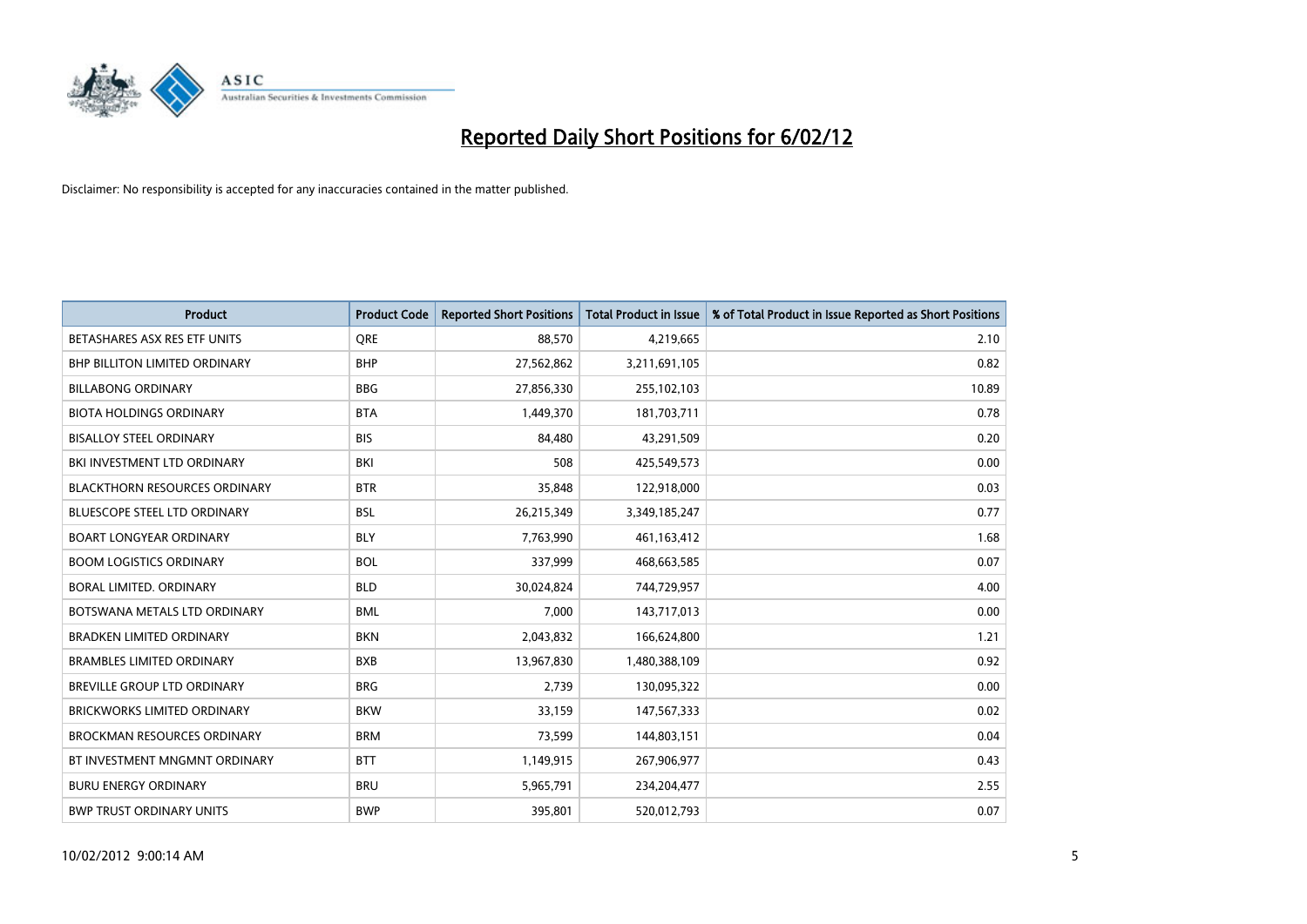# Reported Daily Short Positions for 6/02/12

Disclaimer: No responsibility is accepted for any inaccuracies contained in the matter published.

| Product | Product Code | Reported Short Positions | Total Product in Issue | % of Total Product in Issue Reported as Short Positions |
|---|---|---|---|---|
| BETASHARES ASX RES ETF UNITS | QRE | 88,570 | 4,219,665 | 2.10 |
| BHP BILLITON LIMITED ORDINARY | BHP | 27,562,862 | 3,211,691,105 | 0.82 |
| BILLABONG ORDINARY | BBG | 27,856,330 | 255,102,103 | 10.89 |
| BIOTA HOLDINGS ORDINARY | BTA | 1,449,370 | 181,703,711 | 0.78 |
| BISALLOY STEEL ORDINARY | BIS | 84,480 | 43,291,509 | 0.20 |
| BKI INVESTMENT LTD ORDINARY | BKI | 508 | 425,549,573 | 0.00 |
| BLACKTHORN RESOURCES ORDINARY | BTR | 35,848 | 122,918,000 | 0.03 |
| BLUESCOPE STEEL LTD ORDINARY | BSL | 26,215,349 | 3,349,185,247 | 0.77 |
| BOART LONGYEAR ORDINARY | BLY | 7,763,990 | 461,163,412 | 1.68 |
| BOOM LOGISTICS ORDINARY | BOL | 337,999 | 468,663,585 | 0.07 |
| BORAL LIMITED. ORDINARY | BLD | 30,024,824 | 744,729,957 | 4.00 |
| BOTSWANA METALS LTD ORDINARY | BML | 7,000 | 143,717,013 | 0.00 |
| BRADKEN LIMITED ORDINARY | BKN | 2,043,832 | 166,624,800 | 1.21 |
| BRAMBLES LIMITED ORDINARY | BXB | 13,967,830 | 1,480,388,109 | 0.92 |
| BREVILLE GROUP LTD ORDINARY | BRG | 2,739 | 130,095,322 | 0.00 |
| BRICKWORKS LIMITED ORDINARY | BKW | 33,159 | 147,567,333 | 0.02 |
| BROCKMAN RESOURCES ORDINARY | BRM | 73,599 | 144,803,151 | 0.04 |
| BT INVESTMENT MNGMNT ORDINARY | BTT | 1,149,915 | 267,906,977 | 0.43 |
| BURU ENERGY ORDINARY | BRU | 5,965,791 | 234,204,477 | 2.55 |
| BWP TRUST ORDINARY UNITS | BWP | 395,801 | 520,012,793 | 0.07 |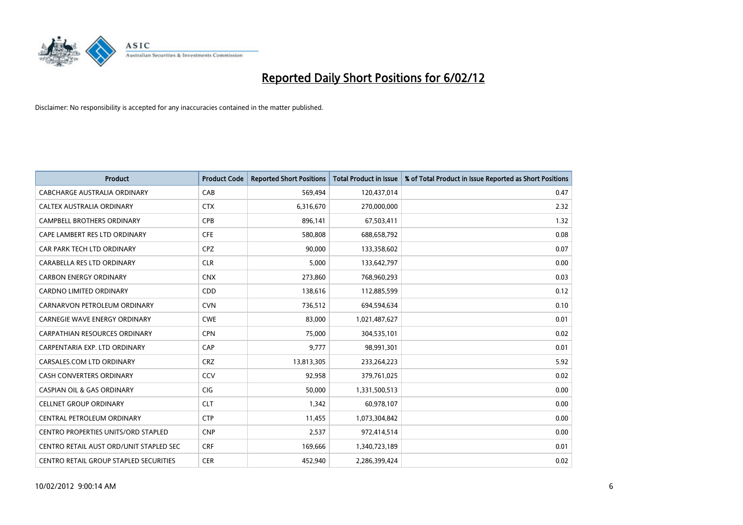# Reported Daily Short Positions for 6/02/12

Disclaimer: No responsibility is accepted for any inaccuracies contained in the matter published.

| Product | Product Code | Reported Short Positions | Total Product in Issue | % of Total Product in Issue Reported as Short Positions |
|---|---|---|---|---|
| CABCHARGE AUSTRALIA ORDINARY | CAB | 569,494 | 120,437,014 | 0.47 |
| CALTEX AUSTRALIA ORDINARY | CTX | 6,316,670 | 270,000,000 | 2.32 |
| CAMPBELL BROTHERS ORDINARY | CPB | 896,141 | 67,503,411 | 1.32 |
| CAPE LAMBERT RES LTD ORDINARY | CFE | 580,808 | 688,658,792 | 0.08 |
| CAR PARK TECH LTD ORDINARY | CPZ | 90,000 | 133,358,602 | 0.07 |
| CARABELLA RES LTD ORDINARY | CLR | 5,000 | 133,642,797 | 0.00 |
| CARBON ENERGY ORDINARY | CNX | 273,860 | 768,960,293 | 0.03 |
| CARDNO LIMITED ORDINARY | CDD | 138,616 | 112,885,599 | 0.12 |
| CARNARVON PETROLEUM ORDINARY | CVN | 736,512 | 694,594,634 | 0.10 |
| CARNEGIE WAVE ENERGY ORDINARY | CWE | 83,000 | 1,021,487,627 | 0.01 |
| CARPATHIAN RESOURCES ORDINARY | CPN | 75,000 | 304,535,101 | 0.02 |
| CARPENTARIA EXP. LTD ORDINARY | CAP | 9,777 | 98,991,301 | 0.01 |
| CARSALES.COM LTD ORDINARY | CRZ | 13,813,305 | 233,264,223 | 5.92 |
| CASH CONVERTERS ORDINARY | CCV | 92,958 | 379,761,025 | 0.02 |
| CASPIAN OIL & GAS ORDINARY | CIG | 50,000 | 1,331,500,513 | 0.00 |
| CELLNET GROUP ORDINARY | CLT | 1,342 | 60,978,107 | 0.00 |
| CENTRAL PETROLEUM ORDINARY | CTP | 11,455 | 1,073,304,842 | 0.00 |
| CENTRO PROPERTIES UNITS/ORD STAPLED | CNP | 2,537 | 972,414,514 | 0.00 |
| CENTRO RETAIL AUST ORD/UNIT STAPLED SEC | CRF | 169,666 | 1,340,723,189 | 0.01 |
| CENTRO RETAIL GROUP STAPLED SECURITIES | CER | 452,940 | 2,286,399,424 | 0.02 |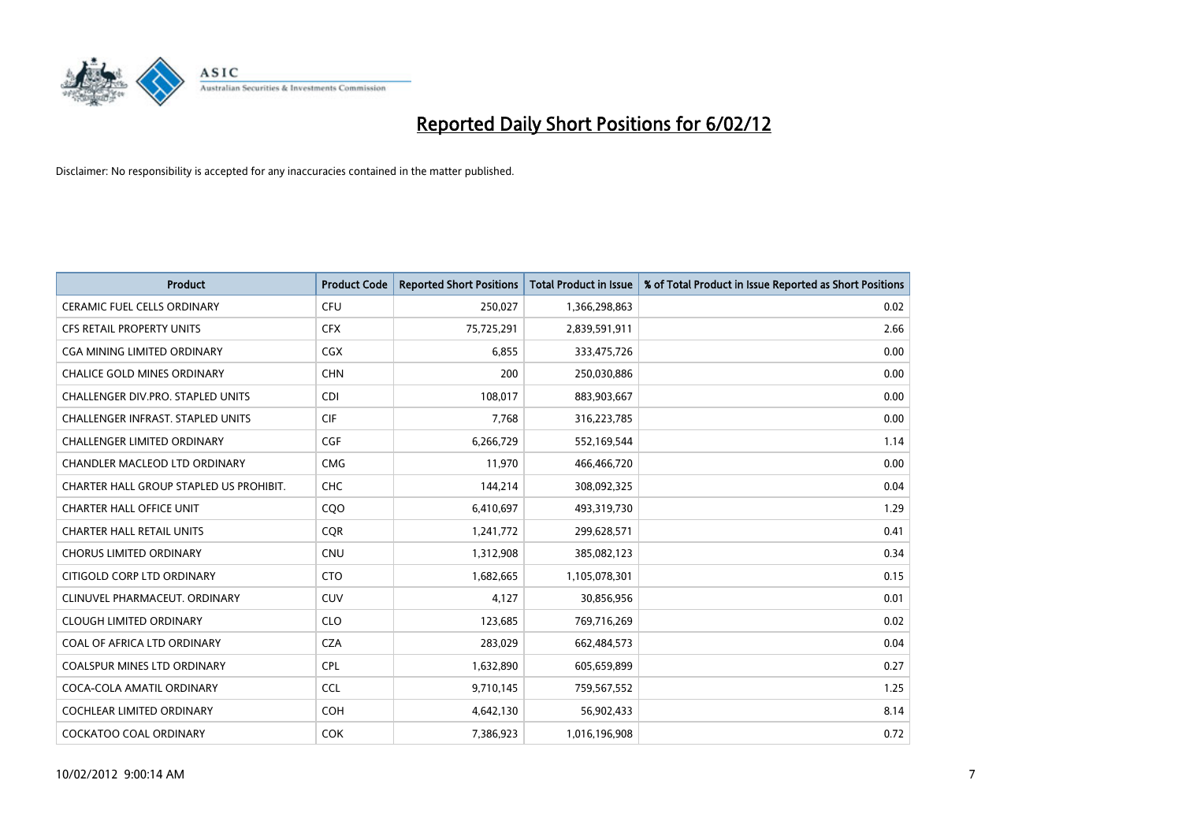# Reported Daily Short Positions for 6/02/12

Disclaimer: No responsibility is accepted for any inaccuracies contained in the matter published.

| Product | Product Code | Reported Short Positions | Total Product in Issue | % of Total Product in Issue Reported as Short Positions |
| --- | --- | --- | --- | --- |
| CERAMIC FUEL CELLS ORDINARY | CFU | 250,027 | 1,366,298,863 | 0.02 |
| CFS RETAIL PROPERTY UNITS | CFX | 75,725,291 | 2,839,591,911 | 2.66 |
| CGA MINING LIMITED ORDINARY | CGX | 6,855 | 333,475,726 | 0.00 |
| CHALICE GOLD MINES ORDINARY | CHN | 200 | 250,030,886 | 0.00 |
| CHALLENGER DIV.PRO. STAPLED UNITS | CDI | 108,017 | 883,903,667 | 0.00 |
| CHALLENGER INFRAST. STAPLED UNITS | CIF | 7,768 | 316,223,785 | 0.00 |
| CHALLENGER LIMITED ORDINARY | CGF | 6,266,729 | 552,169,544 | 1.14 |
| CHANDLER MACLEOD LTD ORDINARY | CMG | 11,970 | 466,466,720 | 0.00 |
| CHARTER HALL GROUP STAPLED US PROHIBIT. | CHC | 144,214 | 308,092,325 | 0.04 |
| CHARTER HALL OFFICE UNIT | CQO | 6,410,697 | 493,319,730 | 1.29 |
| CHARTER HALL RETAIL UNITS | CQR | 1,241,772 | 299,628,571 | 0.41 |
| CHORUS LIMITED ORDINARY | CNU | 1,312,908 | 385,082,123 | 0.34 |
| CITIGOLD CORP LTD ORDINARY | CTO | 1,682,665 | 1,105,078,301 | 0.15 |
| CLINUVEL PHARMACEUT. ORDINARY | CUV | 4,127 | 30,856,956 | 0.01 |
| CLOUGH LIMITED ORDINARY | CLO | 123,685 | 769,716,269 | 0.02 |
| COAL OF AFRICA LTD ORDINARY | CZA | 283,029 | 662,484,573 | 0.04 |
| COALSPUR MINES LTD ORDINARY | CPL | 1,632,890 | 605,659,899 | 0.27 |
| COCA-COLA AMATIL ORDINARY | CCL | 9,710,145 | 759,567,552 | 1.25 |
| COCHLEAR LIMITED ORDINARY | COH | 4,642,130 | 56,902,433 | 8.14 |
| COCKATOO COAL ORDINARY | COK | 7,386,923 | 1,016,196,908 | 0.72 |

10/02/2012 9:00:14 AM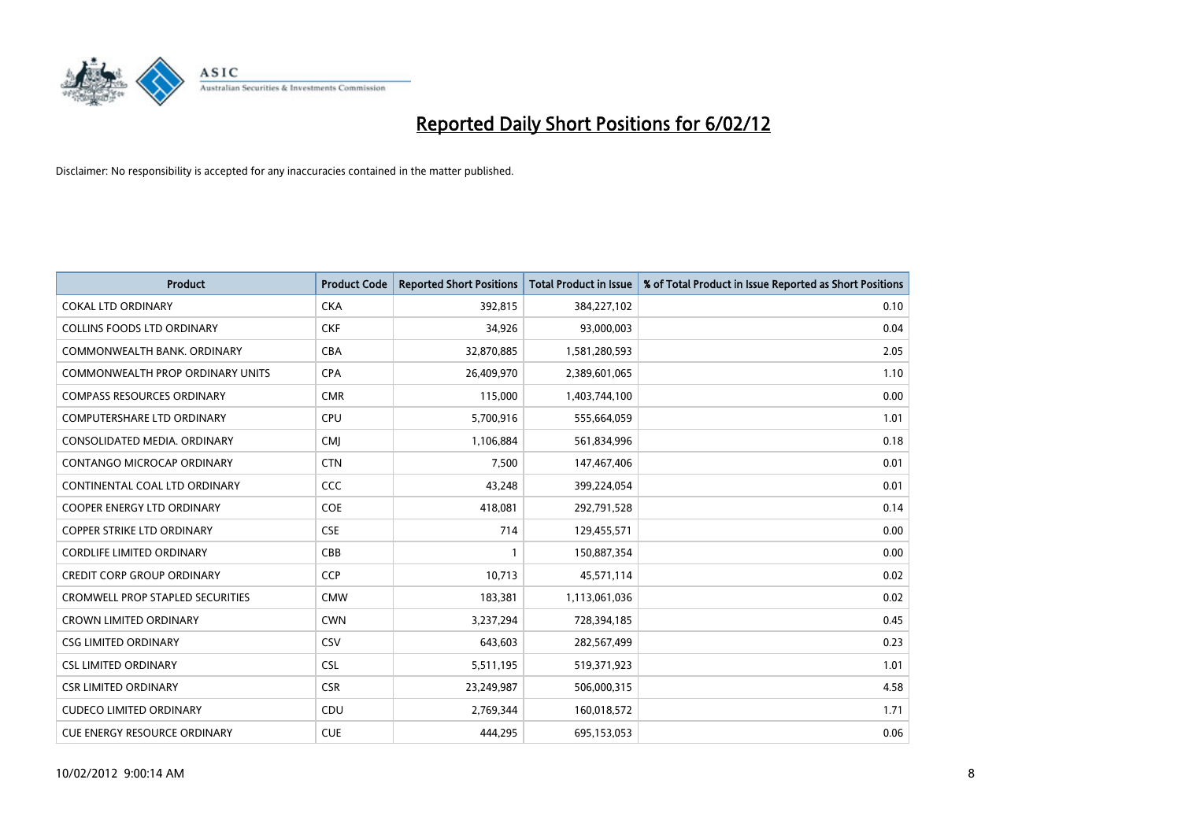# Reported Daily Short Positions for 6/02/12

Disclaimer: No responsibility is accepted for any inaccuracies contained in the matter published.

| Product | Product Code | Reported Short Positions | Total Product in Issue | % of Total Product in Issue Reported as Short Positions |
|---|---|---|---|---|
| COKAL LTD ORDINARY | CKA | 392,815 | 384,227,102 | 0.10 |
| COLLINS FOODS LTD ORDINARY | CKF | 34,926 | 93,000,003 | 0.04 |
| COMMONWEALTH BANK. ORDINARY | CBA | 32,870,885 | 1,581,280,593 | 2.05 |
| COMMONWEALTH PROP ORDINARY UNITS | CPA | 26,409,970 | 2,389,601,065 | 1.10 |
| COMPASS RESOURCES ORDINARY | CMR | 115,000 | 1,403,744,100 | 0.00 |
| COMPUTERSHARE LTD ORDINARY | CPU | 5,700,916 | 555,664,059 | 1.01 |
| CONSOLIDATED MEDIA. ORDINARY | CMJ | 1,106,884 | 561,834,996 | 0.18 |
| CONTANGO MICROCAP ORDINARY | CTN | 7,500 | 147,467,406 | 0.01 |
| CONTINENTAL COAL LTD ORDINARY | CCC | 43,248 | 399,224,054 | 0.01 |
| COOPER ENERGY LTD ORDINARY | COE | 418,081 | 292,791,528 | 0.14 |
| COPPER STRIKE LTD ORDINARY | CSE | 714 | 129,455,571 | 0.00 |
| CORDLIFE LIMITED ORDINARY | CBB | 1 | 150,887,354 | 0.00 |
| CREDIT CORP GROUP ORDINARY | CCP | 10,713 | 45,571,114 | 0.02 |
| CROMWELL PROP STAPLED SECURITIES | CMW | 183,381 | 1,113,061,036 | 0.02 |
| CROWN LIMITED ORDINARY | CWN | 3,237,294 | 728,394,185 | 0.45 |
| CSG LIMITED ORDINARY | CSV | 643,603 | 282,567,499 | 0.23 |
| CSL LIMITED ORDINARY | CSL | 5,511,195 | 519,371,923 | 1.01 |
| CSR LIMITED ORDINARY | CSR | 23,249,987 | 506,000,315 | 4.58 |
| CUDECO LIMITED ORDINARY | CDU | 2,769,344 | 160,018,572 | 1.71 |
| CUE ENERGY RESOURCE ORDINARY | CUE | 444,295 | 695,153,053 | 0.06 |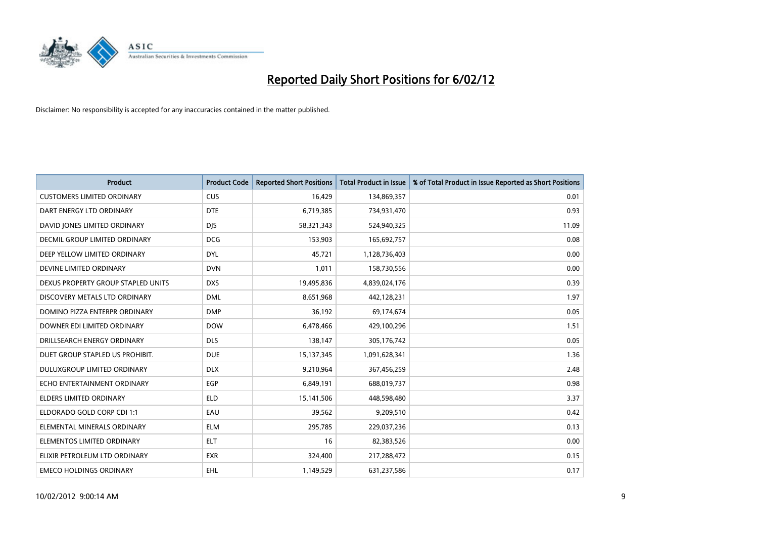# Reported Daily Short Positions for 6/02/12

Disclaimer: No responsibility is accepted for any inaccuracies contained in the matter published.

| Product | Product Code | Reported Short Positions | Total Product in Issue | % of Total Product in Issue Reported as Short Positions |
|---|---|---|---|---|
| CUSTOMERS LIMITED ORDINARY | CUS | 16,429 | 134,869,357 | 0.01 |
| DART ENERGY LTD ORDINARY | DTE | 6,719,385 | 734,931,470 | 0.93 |
| DAVID JONES LIMITED ORDINARY | DJS | 58,321,343 | 524,940,325 | 11.09 |
| DECMIL GROUP LIMITED ORDINARY | DCG | 153,903 | 165,692,757 | 0.08 |
| DEEP YELLOW LIMITED ORDINARY | DYL | 45,721 | 1,128,736,403 | 0.00 |
| DEVINE LIMITED ORDINARY | DVN | 1,011 | 158,730,556 | 0.00 |
| DEXUS PROPERTY GROUP STAPLED UNITS | DXS | 19,495,836 | 4,839,024,176 | 0.39 |
| DISCOVERY METALS LTD ORDINARY | DML | 8,651,968 | 442,128,231 | 1.97 |
| DOMINO PIZZA ENTERPR ORDINARY | DMP | 36,192 | 69,174,674 | 0.05 |
| DOWNER EDI LIMITED ORDINARY | DOW | 6,478,466 | 429,100,296 | 1.51 |
| DRILLSEARCH ENERGY ORDINARY | DLS | 138,147 | 305,176,742 | 0.05 |
| DUET GROUP STAPLED US PROHIBIT. | DUE | 15,137,345 | 1,091,628,341 | 1.36 |
| DULUXGROUP LIMITED ORDINARY | DLX | 9,210,964 | 367,456,259 | 2.48 |
| ECHO ENTERTAINMENT ORDINARY | EGP | 6,849,191 | 688,019,737 | 0.98 |
| ELDERS LIMITED ORDINARY | ELD | 15,141,506 | 448,598,480 | 3.37 |
| ELDORADO GOLD CORP CDI 1:1 | EAU | 39,562 | 9,209,510 | 0.42 |
| ELEMENTAL MINERALS ORDINARY | ELM | 295,785 | 229,037,236 | 0.13 |
| ELEMENTOS LIMITED ORDINARY | ELT | 16 | 82,383,526 | 0.00 |
| ELIXIR PETROLEUM LTD ORDINARY | EXR | 324,400 | 217,288,472 | 0.15 |
| EMECO HOLDINGS ORDINARY | EHL | 1,149,529 | 631,237,586 | 0.17 |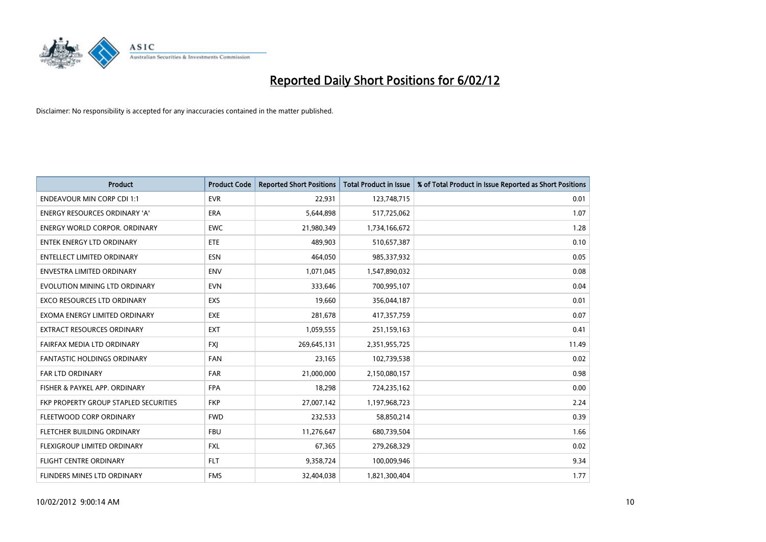# Reported Daily Short Positions for 6/02/12

Disclaimer: No responsibility is accepted for any inaccuracies contained in the matter published.

| Product | Product Code | Reported Short Positions | Total Product in Issue | % of Total Product in Issue Reported as Short Positions |
|---|---|---|---|---|
| ENDEAVOUR MIN CORP CDI 1:1 | EVR | 22,931 | 123,748,715 | 0.01 |
| ENERGY RESOURCES ORDINARY 'A' | ERA | 5,644,898 | 517,725,062 | 1.07 |
| ENERGY WORLD CORPOR. ORDINARY | EWC | 21,980,349 | 1,734,166,672 | 1.28 |
| ENTEK ENERGY LTD ORDINARY | ETE | 489,903 | 510,657,387 | 0.10 |
| ENTELLECT LIMITED ORDINARY | ESN | 464,050 | 985,337,932 | 0.05 |
| ENVESTRA LIMITED ORDINARY | ENV | 1,071,045 | 1,547,890,032 | 0.08 |
| EVOLUTION MINING LTD ORDINARY | EVN | 333,646 | 700,995,107 | 0.04 |
| EXCO RESOURCES LTD ORDINARY | EXS | 19,660 | 356,044,187 | 0.01 |
| EXOMA ENERGY LIMITED ORDINARY | EXE | 281,678 | 417,357,759 | 0.07 |
| EXTRACT RESOURCES ORDINARY | EXT | 1,059,555 | 251,159,163 | 0.41 |
| FAIRFAX MEDIA LTD ORDINARY | FXJ | 269,645,131 | 2,351,955,725 | 11.49 |
| FANTASTIC HOLDINGS ORDINARY | FAN | 23,165 | 102,739,538 | 0.02 |
| FAR LTD ORDINARY | FAR | 21,000,000 | 2,150,080,157 | 0.98 |
| FISHER & PAYKEL APP. ORDINARY | FPA | 18,298 | 724,235,162 | 0.00 |
| FKP PROPERTY GROUP STAPLED SECURITIES | FKP | 27,007,142 | 1,197,968,723 | 2.24 |
| FLEETWOOD CORP ORDINARY | FWD | 232,533 | 58,850,214 | 0.39 |
| FLETCHER BUILDING ORDINARY | FBU | 11,276,647 | 680,739,504 | 1.66 |
| FLEXIGROUP LIMITED ORDINARY | FXL | 67,365 | 279,268,329 | 0.02 |
| FLIGHT CENTRE ORDINARY | FLT | 9,358,724 | 100,009,946 | 9.34 |
| FLINDERS MINES LTD ORDINARY | FMS | 32,404,038 | 1,821,300,404 | 1.77 |

10/02/2012 9:00:14 AM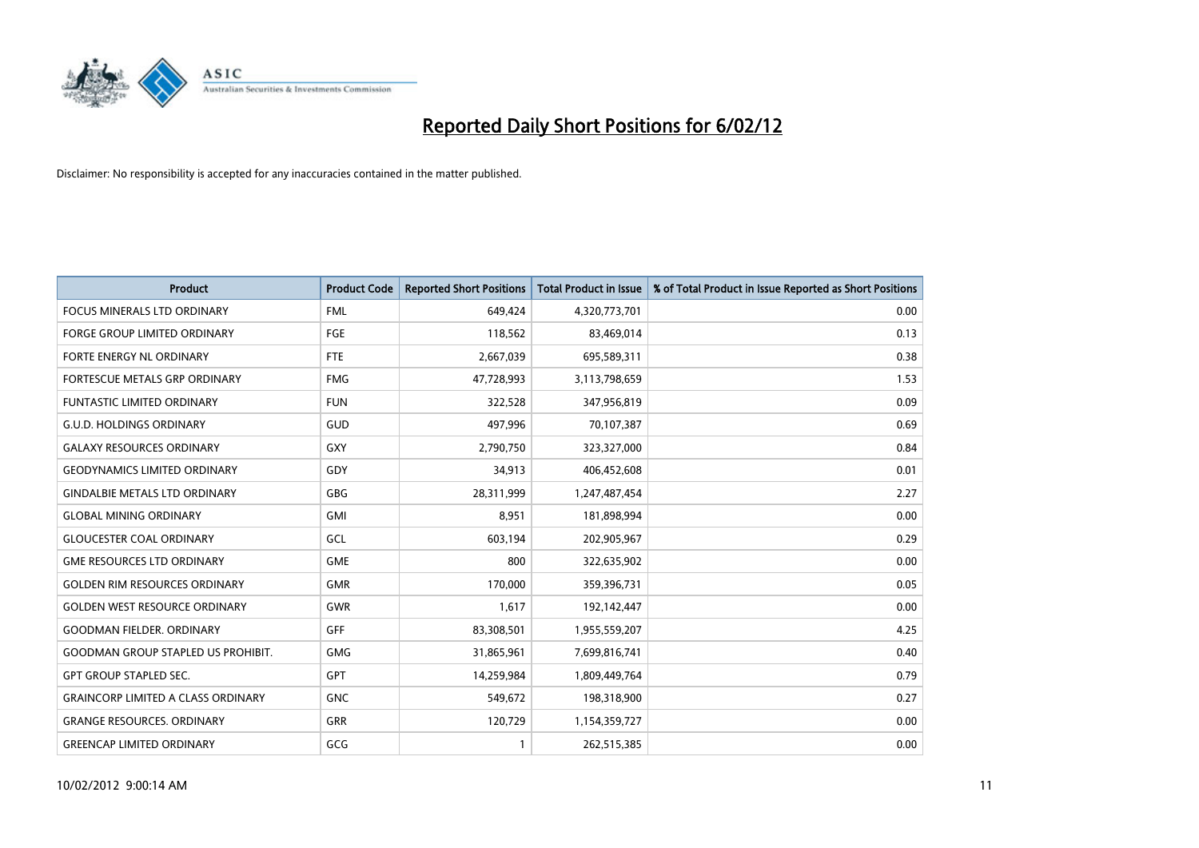# Reported Daily Short Positions for 6/02/12

Disclaimer: No responsibility is accepted for any inaccuracies contained in the matter published.

| Product | Product Code | Reported Short Positions | Total Product in Issue | % of Total Product in Issue Reported as Short Positions |
|---|---|---|---|---|
| FOCUS MINERALS LTD ORDINARY | FML | 649,424 | 4,320,773,701 | 0.00 |
| FORGE GROUP LIMITED ORDINARY | FGE | 118,562 | 83,469,014 | 0.13 |
| FORTE ENERGY NL ORDINARY | FTE | 2,667,039 | 695,589,311 | 0.38 |
| FORTESCUE METALS GRP ORDINARY | FMG | 47,728,993 | 3,113,798,659 | 1.53 |
| FUNTASTIC LIMITED ORDINARY | FUN | 322,528 | 347,956,819 | 0.09 |
| G.U.D. HOLDINGS ORDINARY | GUD | 497,996 | 70,107,387 | 0.69 |
| GALAXY RESOURCES ORDINARY | GXY | 2,790,750 | 323,327,000 | 0.84 |
| GEODYNAMICS LIMITED ORDINARY | GDY | 34,913 | 406,452,608 | 0.01 |
| GINDALBIE METALS LTD ORDINARY | GBG | 28,311,999 | 1,247,487,454 | 2.27 |
| GLOBAL MINING ORDINARY | GMI | 8,951 | 181,898,994 | 0.00 |
| GLOUCESTER COAL ORDINARY | GCL | 603,194 | 202,905,967 | 0.29 |
| GME RESOURCES LTD ORDINARY | GME | 800 | 322,635,902 | 0.00 |
| GOLDEN RIM RESOURCES ORDINARY | GMR | 170,000 | 359,396,731 | 0.05 |
| GOLDEN WEST RESOURCE ORDINARY | GWR | 1,617 | 192,142,447 | 0.00 |
| GOODMAN FIELDER. ORDINARY | GFF | 83,308,501 | 1,955,559,207 | 4.25 |
| GOODMAN GROUP STAPLED US PROHIBIT. | GMG | 31,865,961 | 7,699,816,741 | 0.40 |
| GPT GROUP STAPLED SEC. | GPT | 14,259,984 | 1,809,449,764 | 0.79 |
| GRAINCORP LIMITED A CLASS ORDINARY | GNC | 549,672 | 198,318,900 | 0.27 |
| GRANGE RESOURCES. ORDINARY | GRR | 120,729 | 1,154,359,727 | 0.00 |
| GREENCAP LIMITED ORDINARY | GCG | 1 | 262,515,385 | 0.00 |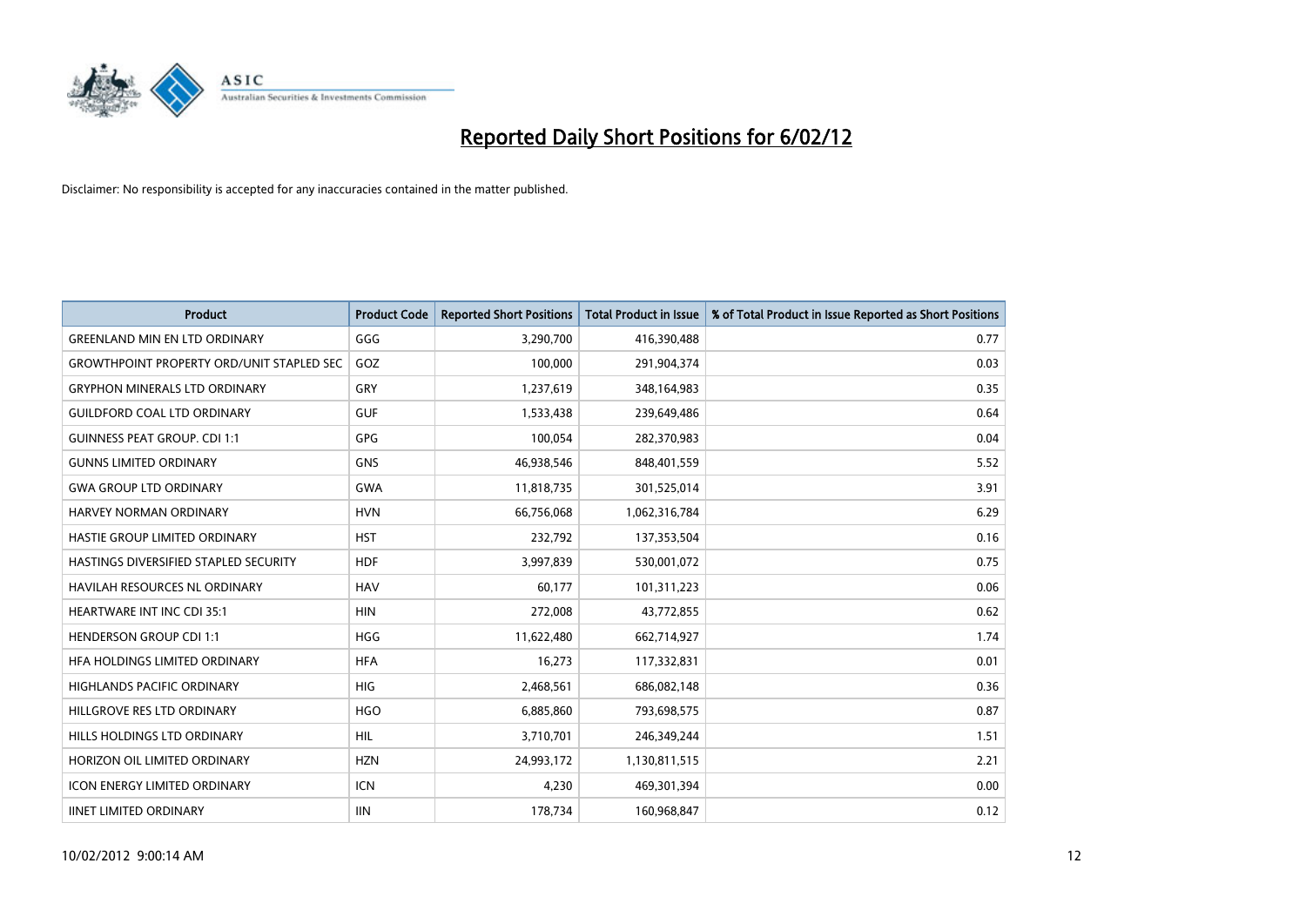# Reported Daily Short Positions for 6/02/12

Disclaimer: No responsibility is accepted for any inaccuracies contained in the matter published.

| Product | Product Code | Reported Short Positions | Total Product in Issue | % of Total Product in Issue Reported as Short Positions |
|---|---|---|---|---|
| GREENLAND MIN EN LTD ORDINARY | GGG | 3,290,700 | 416,390,488 | 0.77 |
| GROWTHPOINT PROPERTY ORD/UNIT STAPLED SEC | GOZ | 100,000 | 291,904,374 | 0.03 |
| GRYPHON MINERALS LTD ORDINARY | GRY | 1,237,619 | 348,164,983 | 0.35 |
| GUILDFORD COAL LTD ORDINARY | GUF | 1,533,438 | 239,649,486 | 0.64 |
| GUINNESS PEAT GROUP. CDI 1:1 | GPG | 100,054 | 282,370,983 | 0.04 |
| GUNNS LIMITED ORDINARY | GNS | 46,938,546 | 848,401,559 | 5.52 |
| GWA GROUP LTD ORDINARY | GWA | 11,818,735 | 301,525,014 | 3.91 |
| HARVEY NORMAN ORDINARY | HVN | 66,756,068 | 1,062,316,784 | 6.29 |
| HASTIE GROUP LIMITED ORDINARY | HST | 232,792 | 137,353,504 | 0.16 |
| HASTINGS DIVERSIFIED STAPLED SECURITY | HDF | 3,997,839 | 530,001,072 | 0.75 |
| HAVILAH RESOURCES NL ORDINARY | HAV | 60,177 | 101,311,223 | 0.06 |
| HEARTWARE INT INC CDI 35:1 | HIN | 272,008 | 43,772,855 | 0.62 |
| HENDERSON GROUP CDI 1:1 | HGG | 11,622,480 | 662,714,927 | 1.74 |
| HFA HOLDINGS LIMITED ORDINARY | HFA | 16,273 | 117,332,831 | 0.01 |
| HIGHLANDS PACIFIC ORDINARY | HIG | 2,468,561 | 686,082,148 | 0.36 |
| HILLGROVE RES LTD ORDINARY | HGO | 6,885,860 | 793,698,575 | 0.87 |
| HILLS HOLDINGS LTD ORDINARY | HIL | 3,710,701 | 246,349,244 | 1.51 |
| HORIZON OIL LIMITED ORDINARY | HZN | 24,993,172 | 1,130,811,515 | 2.21 |
| ICON ENERGY LIMITED ORDINARY | ICN | 4,230 | 469,301,394 | 0.00 |
| IINET LIMITED ORDINARY | IIN | 178,734 | 160,968,847 | 0.12 |

10/02/2012 9:00:14 AM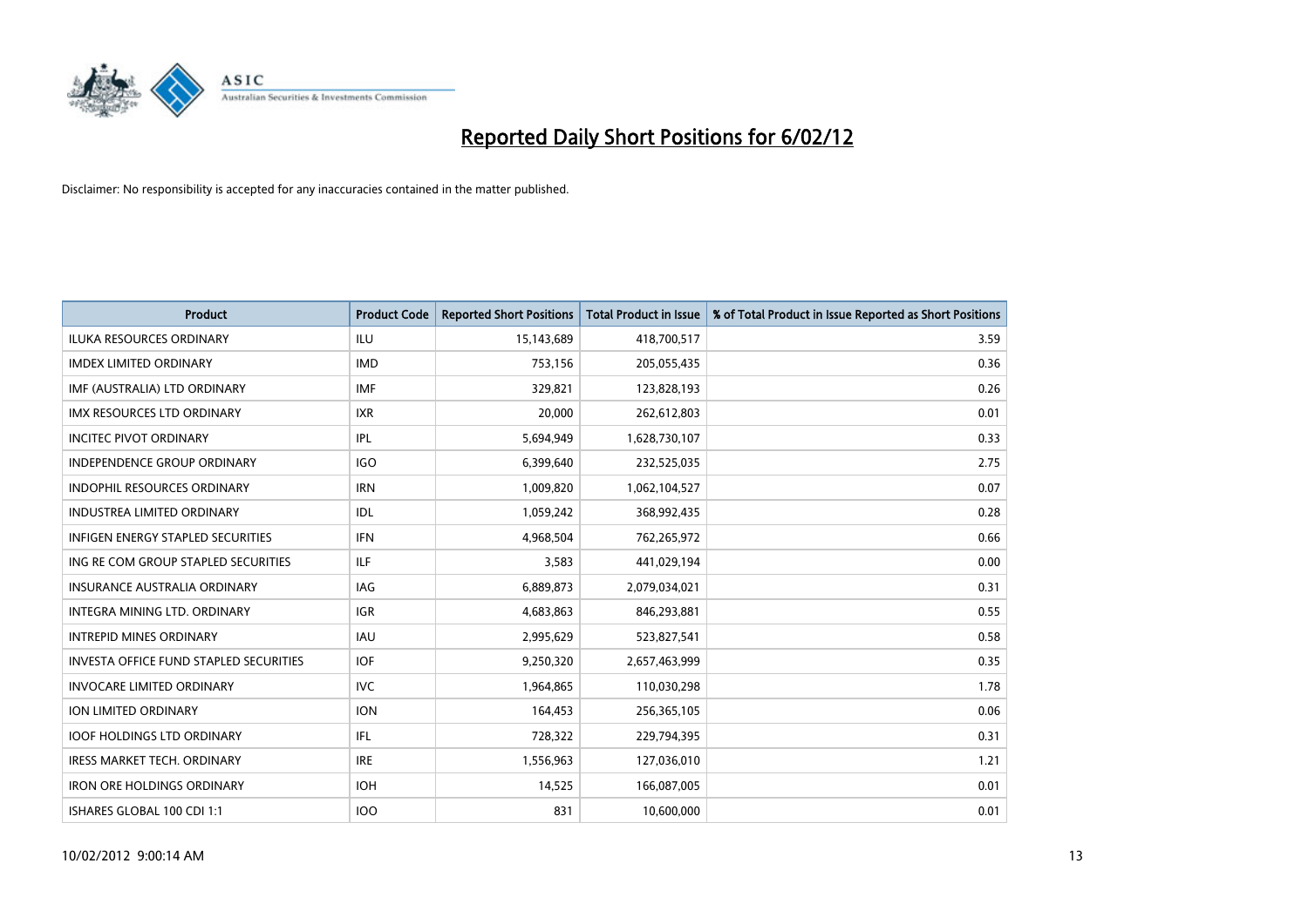# Reported Daily Short Positions for 6/02/12

Disclaimer: No responsibility is accepted for any inaccuracies contained in the matter published.

| Product | Product Code | Reported Short Positions | Total Product in Issue | % of Total Product in Issue Reported as Short Positions |
| --- | --- | --- | --- | --- |
| ILUKA RESOURCES ORDINARY | ILU | 15,143,689 | 418,700,517 | 3.59 |
| IMDEX LIMITED ORDINARY | IMD | 753,156 | 205,055,435 | 0.36 |
| IMF (AUSTRALIA) LTD ORDINARY | IMF | 329,821 | 123,828,193 | 0.26 |
| IMX RESOURCES LTD ORDINARY | IXR | 20,000 | 262,612,803 | 0.01 |
| INCITEC PIVOT ORDINARY | IPL | 5,694,949 | 1,628,730,107 | 0.33 |
| INDEPENDENCE GROUP ORDINARY | IGO | 6,399,640 | 232,525,035 | 2.75 |
| INDOPHIL RESOURCES ORDINARY | IRN | 1,009,820 | 1,062,104,527 | 0.07 |
| INDUSTREA LIMITED ORDINARY | IDL | 1,059,242 | 368,992,435 | 0.28 |
| INFIGEN ENERGY STAPLED SECURITIES | IFN | 4,968,504 | 762,265,972 | 0.66 |
| ING RE COM GROUP STAPLED SECURITIES | ILF | 3,583 | 441,029,194 | 0.00 |
| INSURANCE AUSTRALIA ORDINARY | IAG | 6,889,873 | 2,079,034,021 | 0.31 |
| INTEGRA MINING LTD. ORDINARY | IGR | 4,683,863 | 846,293,881 | 0.55 |
| INTREPID MINES ORDINARY | IAU | 2,995,629 | 523,827,541 | 0.58 |
| INVESTA OFFICE FUND STAPLED SECURITIES | IOF | 9,250,320 | 2,657,463,999 | 0.35 |
| INVOCARE LIMITED ORDINARY | IVC | 1,964,865 | 110,030,298 | 1.78 |
| ION LIMITED ORDINARY | ION | 164,453 | 256,365,105 | 0.06 |
| IOOF HOLDINGS LTD ORDINARY | IFL | 728,322 | 229,794,395 | 0.31 |
| IRESS MARKET TECH. ORDINARY | IRE | 1,556,963 | 127,036,010 | 1.21 |
| IRON ORE HOLDINGS ORDINARY | IOH | 14,525 | 166,087,005 | 0.01 |
| ISHARES GLOBAL 100 CDI 1:1 | IOO | 831 | 10,600,000 | 0.01 |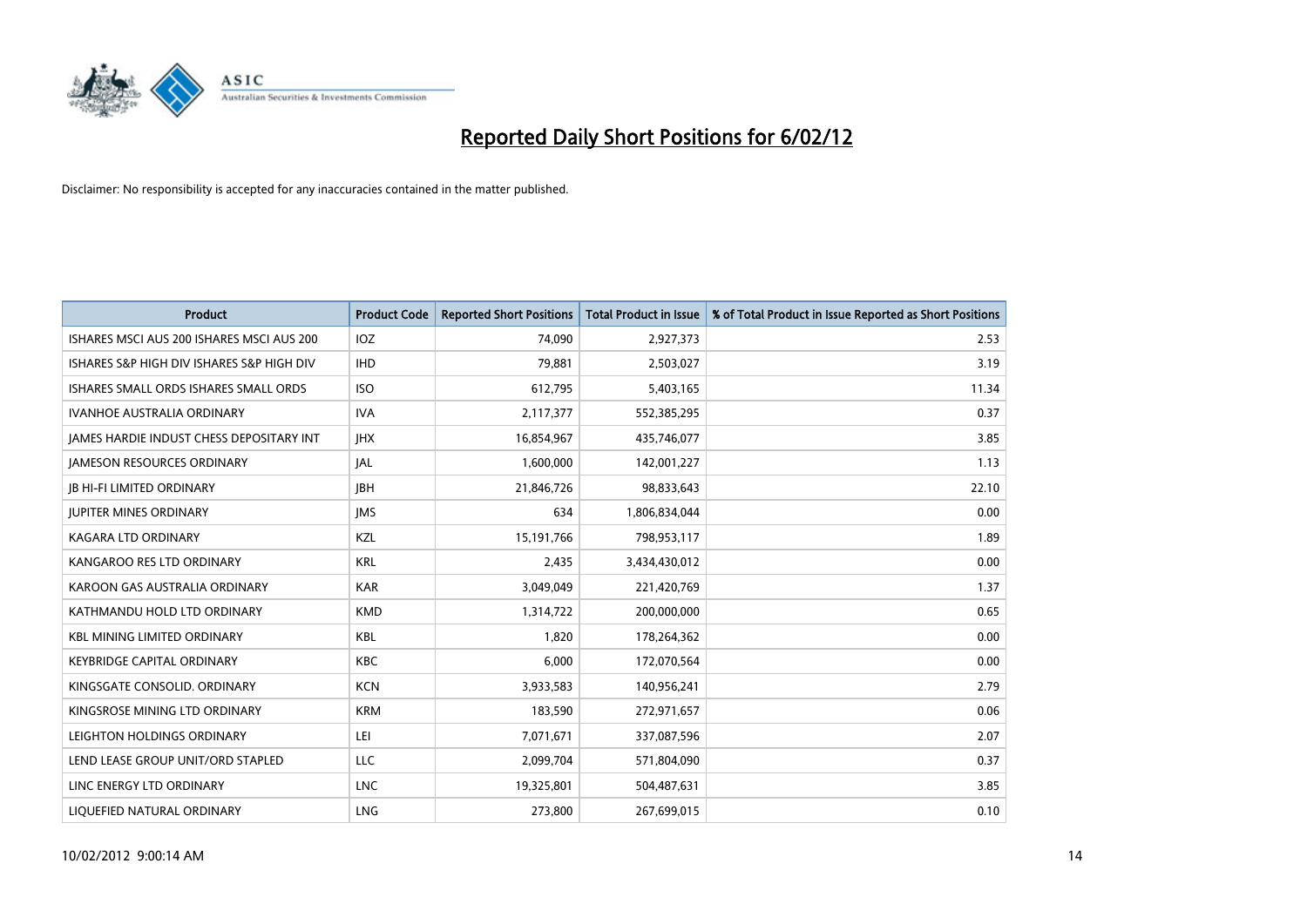# Reported Daily Short Positions for 6/02/12

Disclaimer: No responsibility is accepted for any inaccuracies contained in the matter published.

| Product | Product Code | Reported Short Positions | Total Product in Issue | % of Total Product in Issue Reported as Short Positions |
|---|---|---|---|---|
| ISHARES MSCI AUS 200 ISHARES MSCI AUS 200 | IOZ | 74,090 | 2,927,373 | 2.53 |
| ISHARES S&P HIGH DIV ISHARES S&P HIGH DIV | IHD | 79,881 | 2,503,027 | 3.19 |
| ISHARES SMALL ORDS ISHARES SMALL ORDS | ISO | 612,795 | 5,403,165 | 11.34 |
| IVANHOE AUSTRALIA ORDINARY | IVA | 2,117,377 | 552,385,295 | 0.37 |
| JAMES HARDIE INDUST CHESS DEPOSITARY INT | JHX | 16,854,967 | 435,746,077 | 3.85 |
| JAMESON RESOURCES ORDINARY | JAL | 1,600,000 | 142,001,227 | 1.13 |
| JB HI-FI LIMITED ORDINARY | JBH | 21,846,726 | 98,833,643 | 22.10 |
| JUPITER MINES ORDINARY | JMS | 634 | 1,806,834,044 | 0.00 |
| KAGARA LTD ORDINARY | KZL | 15,191,766 | 798,953,117 | 1.89 |
| KANGAROO RES LTD ORDINARY | KRL | 2,435 | 3,434,430,012 | 0.00 |
| KAROON GAS AUSTRALIA ORDINARY | KAR | 3,049,049 | 221,420,769 | 1.37 |
| KATHMANDU HOLD LTD ORDINARY | KMD | 1,314,722 | 200,000,000 | 0.65 |
| KBL MINING LIMITED ORDINARY | KBL | 1,820 | 178,264,362 | 0.00 |
| KEYBRIDGE CAPITAL ORDINARY | KBC | 6,000 | 172,070,564 | 0.00 |
| KINGSGATE CONSOLID. ORDINARY | KCN | 3,933,583 | 140,956,241 | 2.79 |
| KINGSROSE MINING LTD ORDINARY | KRM | 183,590 | 272,971,657 | 0.06 |
| LEIGHTON HOLDINGS ORDINARY | LEI | 7,071,671 | 337,087,596 | 2.07 |
| LEND LEASE GROUP UNIT/ORD STAPLED | LLC | 2,099,704 | 571,804,090 | 0.37 |
| LINC ENERGY LTD ORDINARY | LNC | 19,325,801 | 504,487,631 | 3.85 |
| LIQUEFIED NATURAL ORDINARY | LNG | 273,800 | 267,699,015 | 0.10 |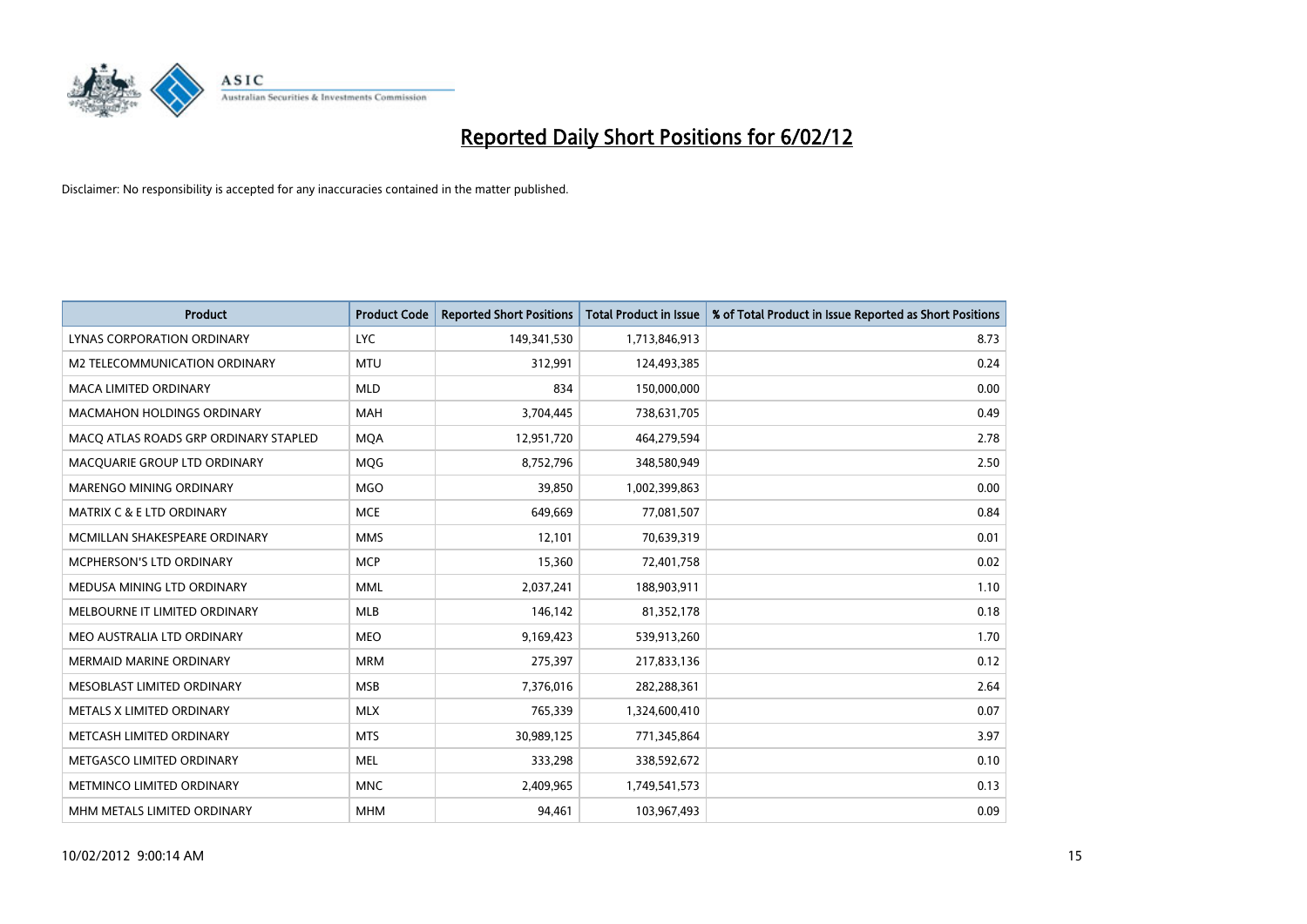# Reported Daily Short Positions for 6/02/12

Disclaimer: No responsibility is accepted for any inaccuracies contained in the matter published.

| Product | Product Code | Reported Short Positions | Total Product in Issue | % of Total Product in Issue Reported as Short Positions |
|---|---|---|---|---|
| LYNAS CORPORATION ORDINARY | LYC | 149,341,530 | 1,713,846,913 | 8.73 |
| M2 TELECOMMUNICATION ORDINARY | MTU | 312,991 | 124,493,385 | 0.24 |
| MACA LIMITED ORDINARY | MLD | 834 | 150,000,000 | 0.00 |
| MACMAHON HOLDINGS ORDINARY | MAH | 3,704,445 | 738,631,705 | 0.49 |
| MACQ ATLAS ROADS GRP ORDINARY STAPLED | MQA | 12,951,720 | 464,279,594 | 2.78 |
| MACQUARIE GROUP LTD ORDINARY | MQG | 8,752,796 | 348,580,949 | 2.50 |
| MARENGO MINING ORDINARY | MGO | 39,850 | 1,002,399,863 | 0.00 |
| MATRIX C & E LTD ORDINARY | MCE | 649,669 | 77,081,507 | 0.84 |
| MCMILLAN SHAKESPEARE ORDINARY | MMS | 12,101 | 70,639,319 | 0.01 |
| MCPHERSON'S LTD ORDINARY | MCP | 15,360 | 72,401,758 | 0.02 |
| MEDUSA MINING LTD ORDINARY | MML | 2,037,241 | 188,903,911 | 1.10 |
| MELBOURNE IT LIMITED ORDINARY | MLB | 146,142 | 81,352,178 | 0.18 |
| MEO AUSTRALIA LTD ORDINARY | MEO | 9,169,423 | 539,913,260 | 1.70 |
| MERMAID MARINE ORDINARY | MRM | 275,397 | 217,833,136 | 0.12 |
| MESOBLAST LIMITED ORDINARY | MSB | 7,376,016 | 282,288,361 | 2.64 |
| METALS X LIMITED ORDINARY | MLX | 765,339 | 1,324,600,410 | 0.07 |
| METCASH LIMITED ORDINARY | MTS | 30,989,125 | 771,345,864 | 3.97 |
| METGASCO LIMITED ORDINARY | MEL | 333,298 | 338,592,672 | 0.10 |
| METMINCO LIMITED ORDINARY | MNC | 2,409,965 | 1,749,541,573 | 0.13 |
| MHM METALS LIMITED ORDINARY | MHM | 94,461 | 103,967,493 | 0.09 |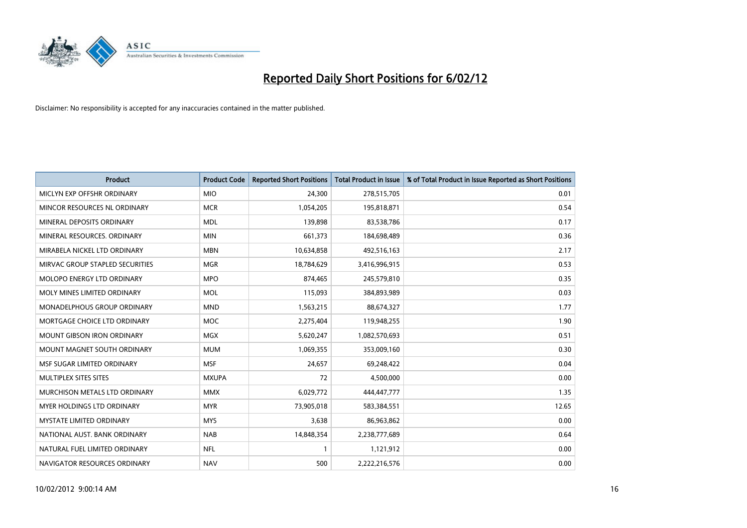# Reported Daily Short Positions for 6/02/12

Disclaimer: No responsibility is accepted for any inaccuracies contained in the matter published.

| Product | Product Code | Reported Short Positions | Total Product in Issue | % of Total Product in Issue Reported as Short Positions |
|---|---|---|---|---|
| MICLYN EXP OFFSHR ORDINARY | MIO | 24,300 | 278,515,705 | 0.01 |
| MINCOR RESOURCES NL ORDINARY | MCR | 1,054,205 | 195,818,871 | 0.54 |
| MINERAL DEPOSITS ORDINARY | MDL | 139,898 | 83,538,786 | 0.17 |
| MINERAL RESOURCES. ORDINARY | MIN | 661,373 | 184,698,489 | 0.36 |
| MIRABELA NICKEL LTD ORDINARY | MBN | 10,634,858 | 492,516,163 | 2.17 |
| MIRVAC GROUP STAPLED SECURITIES | MGR | 18,784,629 | 3,416,996,915 | 0.53 |
| MOLOPO ENERGY LTD ORDINARY | MPO | 874,465 | 245,579,810 | 0.35 |
| MOLY MINES LIMITED ORDINARY | MOL | 115,093 | 384,893,989 | 0.03 |
| MONADELPHOUS GROUP ORDINARY | MND | 1,563,215 | 88,674,327 | 1.77 |
| MORTGAGE CHOICE LTD ORDINARY | MOC | 2,275,404 | 119,948,255 | 1.90 |
| MOUNT GIBSON IRON ORDINARY | MGX | 5,620,247 | 1,082,570,693 | 0.51 |
| MOUNT MAGNET SOUTH ORDINARY | MUM | 1,069,355 | 353,009,160 | 0.30 |
| MSF SUGAR LIMITED ORDINARY | MSF | 24,657 | 69,248,422 | 0.04 |
| MULTIPLEX SITES SITES | MXUPA | 72 | 4,500,000 | 0.00 |
| MURCHISON METALS LTD ORDINARY | MMX | 6,029,772 | 444,447,777 | 1.35 |
| MYER HOLDINGS LTD ORDINARY | MYR | 73,905,018 | 583,384,551 | 12.65 |
| MYSTATE LIMITED ORDINARY | MYS | 3,638 | 86,963,862 | 0.00 |
| NATIONAL AUST. BANK ORDINARY | NAB | 14,848,354 | 2,238,777,689 | 0.64 |
| NATURAL FUEL LIMITED ORDINARY | NFL | 1 | 1,121,912 | 0.00 |
| NAVIGATOR RESOURCES ORDINARY | NAV | 500 | 2,222,216,576 | 0.00 |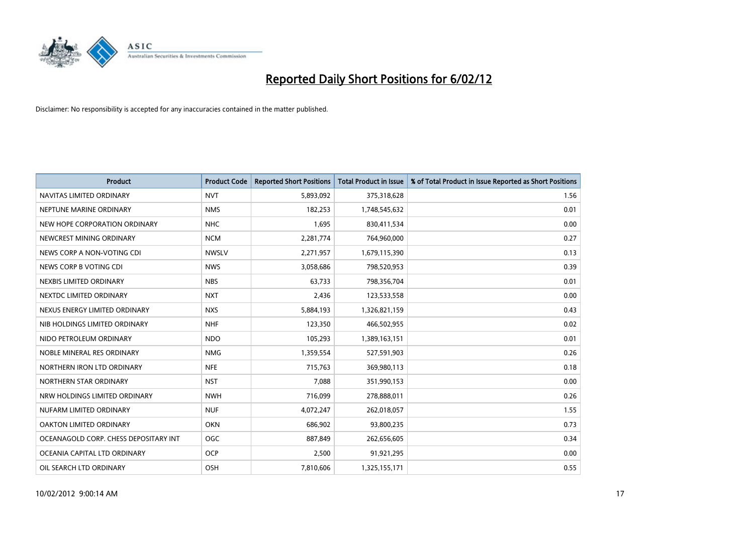# Reported Daily Short Positions for 6/02/12

Disclaimer: No responsibility is accepted for any inaccuracies contained in the matter published.

| Product | Product Code | Reported Short Positions | Total Product in Issue | % of Total Product in Issue Reported as Short Positions |
|---|---|---|---|---|
| NAVITAS LIMITED ORDINARY | NVT | 5,893,092 | 375,318,628 | 1.56 |
| NEPTUNE MARINE ORDINARY | NMS | 182,253 | 1,748,545,632 | 0.01 |
| NEW HOPE CORPORATION ORDINARY | NHC | 1,695 | 830,411,534 | 0.00 |
| NEWCREST MINING ORDINARY | NCM | 2,281,774 | 764,960,000 | 0.27 |
| NEWS CORP A NON-VOTING CDI | NWSLV | 2,271,957 | 1,679,115,390 | 0.13 |
| NEWS CORP B VOTING CDI | NWS | 3,058,686 | 798,520,953 | 0.39 |
| NEXBIS LIMITED ORDINARY | NBS | 63,733 | 798,356,704 | 0.01 |
| NEXTDC LIMITED ORDINARY | NXT | 2,436 | 123,533,558 | 0.00 |
| NEXUS ENERGY LIMITED ORDINARY | NXS | 5,884,193 | 1,326,821,159 | 0.43 |
| NIB HOLDINGS LIMITED ORDINARY | NHF | 123,350 | 466,502,955 | 0.02 |
| NIDO PETROLEUM ORDINARY | NDO | 105,293 | 1,389,163,151 | 0.01 |
| NOBLE MINERAL RES ORDINARY | NMG | 1,359,554 | 527,591,903 | 0.26 |
| NORTHERN IRON LTD ORDINARY | NFE | 715,763 | 369,980,113 | 0.18 |
| NORTHERN STAR ORDINARY | NST | 7,088 | 351,990,153 | 0.00 |
| NRW HOLDINGS LIMITED ORDINARY | NWH | 716,099 | 278,888,011 | 0.26 |
| NUFARM LIMITED ORDINARY | NUF | 4,072,247 | 262,018,057 | 1.55 |
| OAKTON LIMITED ORDINARY | OKN | 686,902 | 93,800,235 | 0.73 |
| OCEANAGOLD CORP. CHESS DEPOSITARY INT | OGC | 887,849 | 262,656,605 | 0.34 |
| OCEANIA CAPITAL LTD ORDINARY | OCP | 2,500 | 91,921,295 | 0.00 |
| OIL SEARCH LTD ORDINARY | OSH | 7,810,606 | 1,325,155,171 | 0.55 |

10/02/2012 9:00:14 AM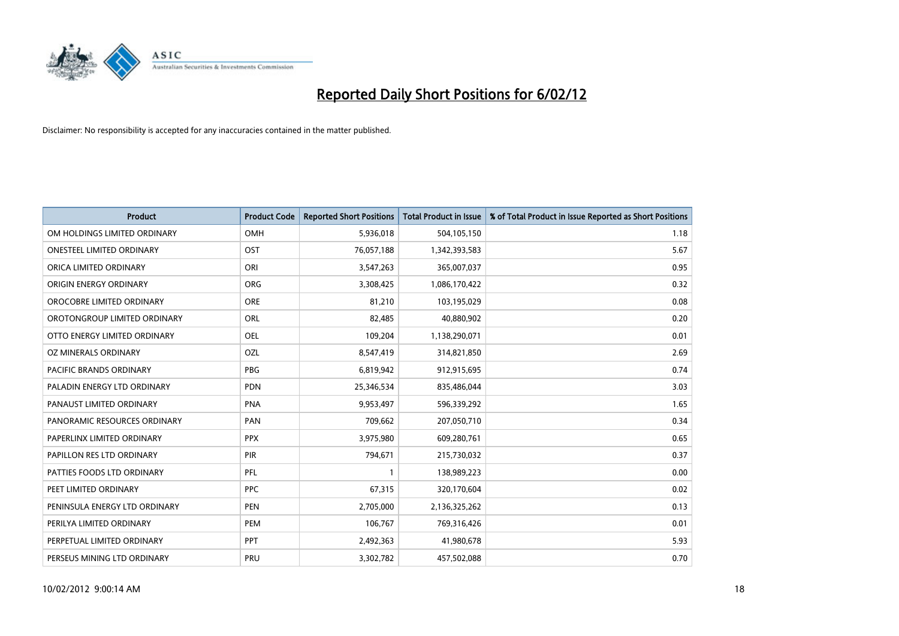# Reported Daily Short Positions for 6/02/12

Disclaimer: No responsibility is accepted for any inaccuracies contained in the matter published.

| Product | Product Code | Reported Short Positions | Total Product in Issue | % of Total Product in Issue Reported as Short Positions |
|---|---|---|---|---|
| OM HOLDINGS LIMITED ORDINARY | OMH | 5,936,018 | 504,105,150 | 1.18 |
| ONESTEEL LIMITED ORDINARY | OST | 76,057,188 | 1,342,393,583 | 5.67 |
| ORICA LIMITED ORDINARY | ORI | 3,547,263 | 365,007,037 | 0.95 |
| ORIGIN ENERGY ORDINARY | ORG | 3,308,425 | 1,086,170,422 | 0.32 |
| OROCOBRE LIMITED ORDINARY | ORE | 81,210 | 103,195,029 | 0.08 |
| OROTONGROUP LIMITED ORDINARY | ORL | 82,485 | 40,880,902 | 0.20 |
| OTTO ENERGY LIMITED ORDINARY | OEL | 109,204 | 1,138,290,071 | 0.01 |
| OZ MINERALS ORDINARY | OZL | 8,547,419 | 314,821,850 | 2.69 |
| PACIFIC BRANDS ORDINARY | PBG | 6,819,942 | 912,915,695 | 0.74 |
| PALADIN ENERGY LTD ORDINARY | PDN | 25,346,534 | 835,486,044 | 3.03 |
| PANAUST LIMITED ORDINARY | PNA | 9,953,497 | 596,339,292 | 1.65 |
| PANORAMIC RESOURCES ORDINARY | PAN | 709,662 | 207,050,710 | 0.34 |
| PAPERLINX LIMITED ORDINARY | PPX | 3,975,980 | 609,280,761 | 0.65 |
| PAPILLON RES LTD ORDINARY | PIR | 794,671 | 215,730,032 | 0.37 |
| PATTIES FOODS LTD ORDINARY | PFL | 1 | 138,989,223 | 0.00 |
| PEET LIMITED ORDINARY | PPC | 67,315 | 320,170,604 | 0.02 |
| PENINSULA ENERGY LTD ORDINARY | PEN | 2,705,000 | 2,136,325,262 | 0.13 |
| PERILYA LIMITED ORDINARY | PEM | 106,767 | 769,316,426 | 0.01 |
| PERPETUAL LIMITED ORDINARY | PPT | 2,492,363 | 41,980,678 | 5.93 |
| PERSEUS MINING LTD ORDINARY | PRU | 3,302,782 | 457,502,088 | 0.70 |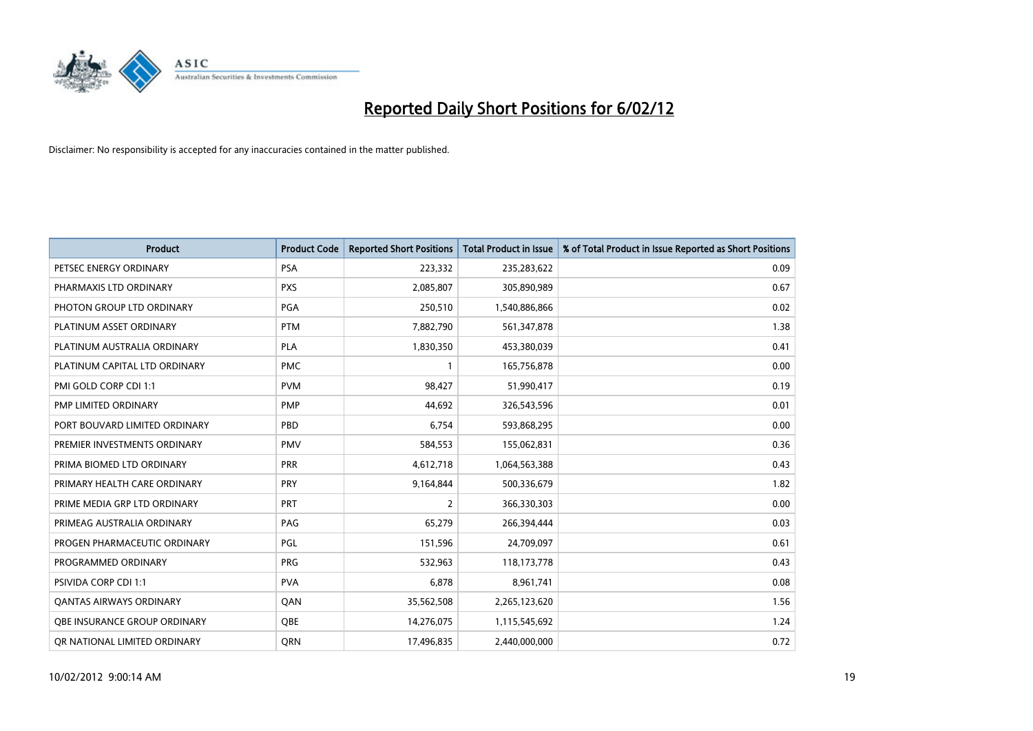# Reported Daily Short Positions for 6/02/12

Disclaimer: No responsibility is accepted for any inaccuracies contained in the matter published.

| Product | Product Code | Reported Short Positions | Total Product in Issue | % of Total Product in Issue Reported as Short Positions |
|---|---|---|---|---|
| PETSEC ENERGY ORDINARY | PSA | 223,332 | 235,283,622 | 0.09 |
| PHARMAXIS LTD ORDINARY | PXS | 2,085,807 | 305,890,989 | 0.67 |
| PHOTON GROUP LTD ORDINARY | PGA | 250,510 | 1,540,886,866 | 0.02 |
| PLATINUM ASSET ORDINARY | PTM | 7,882,790 | 561,347,878 | 1.38 |
| PLATINUM AUSTRALIA ORDINARY | PLA | 1,830,350 | 453,380,039 | 0.41 |
| PLATINUM CAPITAL LTD ORDINARY | PMC | 1 | 165,756,878 | 0.00 |
| PMI GOLD CORP CDI 1:1 | PVM | 98,427 | 51,990,417 | 0.19 |
| PMP LIMITED ORDINARY | PMP | 44,692 | 326,543,596 | 0.01 |
| PORT BOUVARD LIMITED ORDINARY | PBD | 6,754 | 593,868,295 | 0.00 |
| PREMIER INVESTMENTS ORDINARY | PMV | 584,553 | 155,062,831 | 0.36 |
| PRIMA BIOMED LTD ORDINARY | PRR | 4,612,718 | 1,064,563,388 | 0.43 |
| PRIMARY HEALTH CARE ORDINARY | PRY | 9,164,844 | 500,336,679 | 1.82 |
| PRIME MEDIA GRP LTD ORDINARY | PRT | 2 | 366,330,303 | 0.00 |
| PRIMEAG AUSTRALIA ORDINARY | PAG | 65,279 | 266,394,444 | 0.03 |
| PROGEN PHARMACEUTIC ORDINARY | PGL | 151,596 | 24,709,097 | 0.61 |
| PROGRAMMED ORDINARY | PRG | 532,963 | 118,173,778 | 0.43 |
| PSIVIDA CORP CDI 1:1 | PVA | 6,878 | 8,961,741 | 0.08 |
| QANTAS AIRWAYS ORDINARY | QAN | 35,562,508 | 2,265,123,620 | 1.56 |
| QBE INSURANCE GROUP ORDINARY | QBE | 14,276,075 | 1,115,545,692 | 1.24 |
| QR NATIONAL LIMITED ORDINARY | QRN | 17,496,835 | 2,440,000,000 | 0.72 |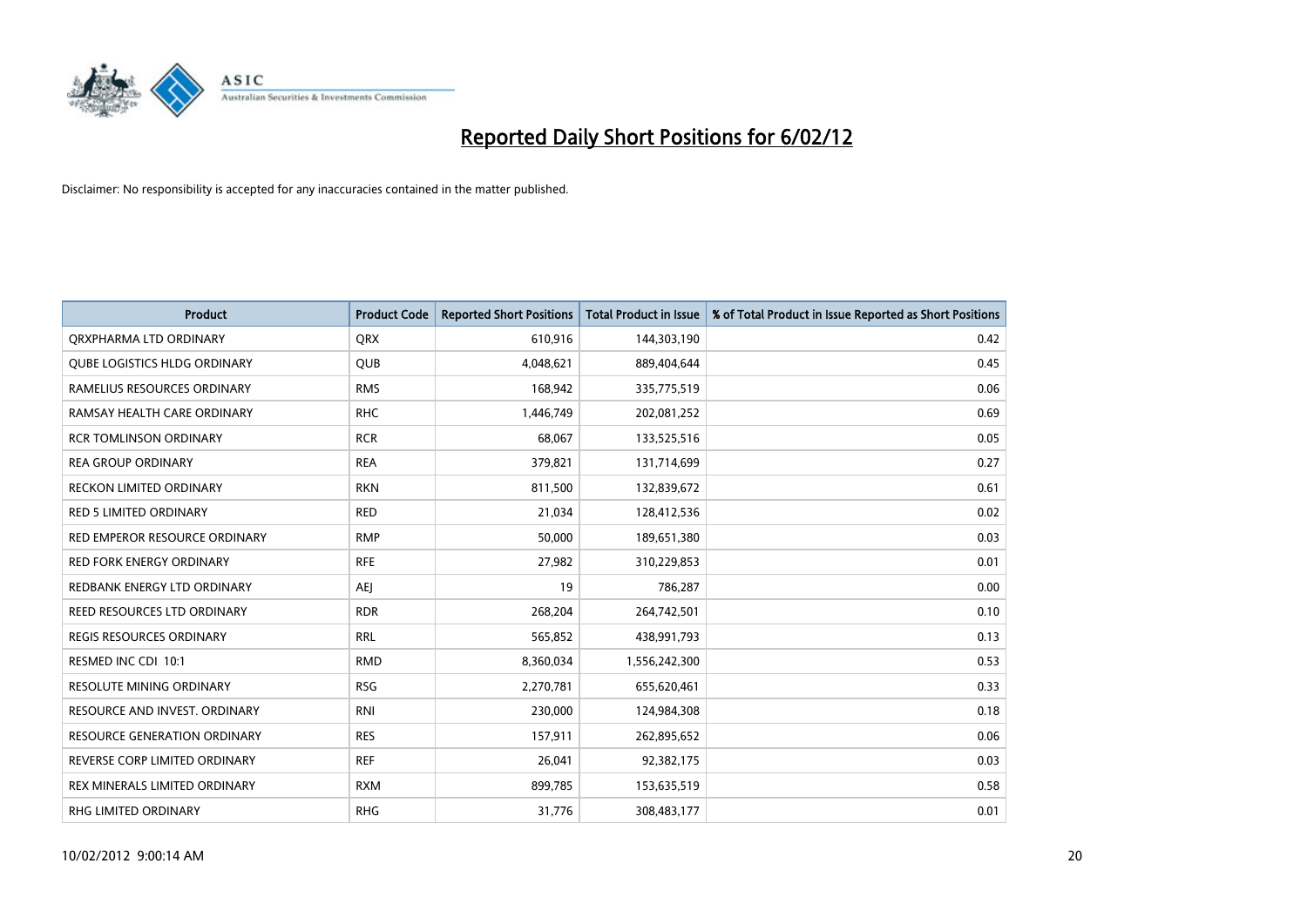# Reported Daily Short Positions for 6/02/12

Disclaimer: No responsibility is accepted for any inaccuracies contained in the matter published.

| Product | Product Code | Reported Short Positions | Total Product in Issue | % of Total Product in Issue Reported as Short Positions |
|---|---|---|---|---|
| QRXPHARMA LTD ORDINARY | QRX | 610,916 | 144,303,190 | 0.42 |
| QUBE LOGISTICS HLDG ORDINARY | QUB | 4,048,621 | 889,404,644 | 0.45 |
| RAMELIUS RESOURCES ORDINARY | RMS | 168,942 | 335,775,519 | 0.06 |
| RAMSAY HEALTH CARE ORDINARY | RHC | 1,446,749 | 202,081,252 | 0.69 |
| RCR TOMLINSON ORDINARY | RCR | 68,067 | 133,525,516 | 0.05 |
| REA GROUP ORDINARY | REA | 379,821 | 131,714,699 | 0.27 |
| RECKON LIMITED ORDINARY | RKN | 811,500 | 132,839,672 | 0.61 |
| RED 5 LIMITED ORDINARY | RED | 21,034 | 128,412,536 | 0.02 |
| RED EMPEROR RESOURCE ORDINARY | RMP | 50,000 | 189,651,380 | 0.03 |
| RED FORK ENERGY ORDINARY | RFE | 27,982 | 310,229,853 | 0.01 |
| REDBANK ENERGY LTD ORDINARY | AEJ | 19 | 786,287 | 0.00 |
| REED RESOURCES LTD ORDINARY | RDR | 268,204 | 264,742,501 | 0.10 |
| REGIS RESOURCES ORDINARY | RRL | 565,852 | 438,991,793 | 0.13 |
| RESMED INC CDI 10:1 | RMD | 8,360,034 | 1,556,242,300 | 0.53 |
| RESOLUTE MINING ORDINARY | RSG | 2,270,781 | 655,620,461 | 0.33 |
| RESOURCE AND INVEST. ORDINARY | RNI | 230,000 | 124,984,308 | 0.18 |
| RESOURCE GENERATION ORDINARY | RES | 157,911 | 262,895,652 | 0.06 |
| REVERSE CORP LIMITED ORDINARY | REF | 26,041 | 92,382,175 | 0.03 |
| REX MINERALS LIMITED ORDINARY | RXM | 899,785 | 153,635,519 | 0.58 |
| RHG LIMITED ORDINARY | RHG | 31,776 | 308,483,177 | 0.01 |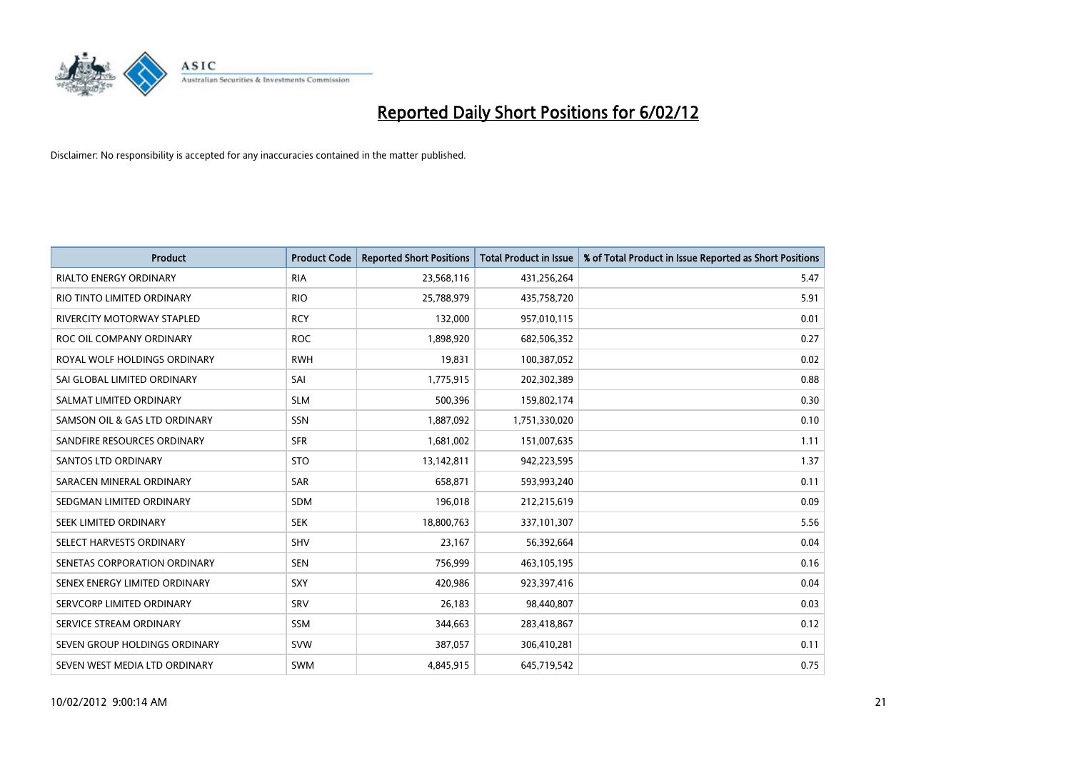# Reported Daily Short Positions for 6/02/12

Disclaimer: No responsibility is accepted for any inaccuracies contained in the matter published.

| Product | Product Code | Reported Short Positions | Total Product in Issue | % of Total Product in Issue Reported as Short Positions |
|---|---|---|---|---|
| RIALTO ENERGY ORDINARY | RIA | 23,568,116 | 431,256,264 | 5.47 |
| RIO TINTO LIMITED ORDINARY | RIO | 25,788,979 | 435,758,720 | 5.91 |
| RIVERCITY MOTORWAY STAPLED | RCY | 132,000 | 957,010,115 | 0.01 |
| ROC OIL COMPANY ORDINARY | ROC | 1,898,920 | 682,506,352 | 0.27 |
| ROYAL WOLF HOLDINGS ORDINARY | RWH | 19,831 | 100,387,052 | 0.02 |
| SAI GLOBAL LIMITED ORDINARY | SAI | 1,775,915 | 202,302,389 | 0.88 |
| SALMAT LIMITED ORDINARY | SLM | 500,396 | 159,802,174 | 0.30 |
| SAMSON OIL & GAS LTD ORDINARY | SSN | 1,887,092 | 1,751,330,020 | 0.10 |
| SANDFIRE RESOURCES ORDINARY | SFR | 1,681,002 | 151,007,635 | 1.11 |
| SANTOS LTD ORDINARY | STO | 13,142,811 | 942,223,595 | 1.37 |
| SARACEN MINERAL ORDINARY | SAR | 658,871 | 593,993,240 | 0.11 |
| SEDGMAN LIMITED ORDINARY | SDM | 196,018 | 212,215,619 | 0.09 |
| SEEK LIMITED ORDINARY | SEK | 18,800,763 | 337,101,307 | 5.56 |
| SELECT HARVESTS ORDINARY | SHV | 23,167 | 56,392,664 | 0.04 |
| SENETAS CORPORATION ORDINARY | SEN | 756,999 | 463,105,195 | 0.16 |
| SENEX ENERGY LIMITED ORDINARY | SXY | 420,986 | 923,397,416 | 0.04 |
| SERVCORP LIMITED ORDINARY | SRV | 26,183 | 98,440,807 | 0.03 |
| SERVICE STREAM ORDINARY | SSM | 344,663 | 283,418,867 | 0.12 |
| SEVEN GROUP HOLDINGS ORDINARY | SVW | 387,057 | 306,410,281 | 0.11 |
| SEVEN WEST MEDIA LTD ORDINARY | SWM | 4,845,915 | 645,719,542 | 0.75 |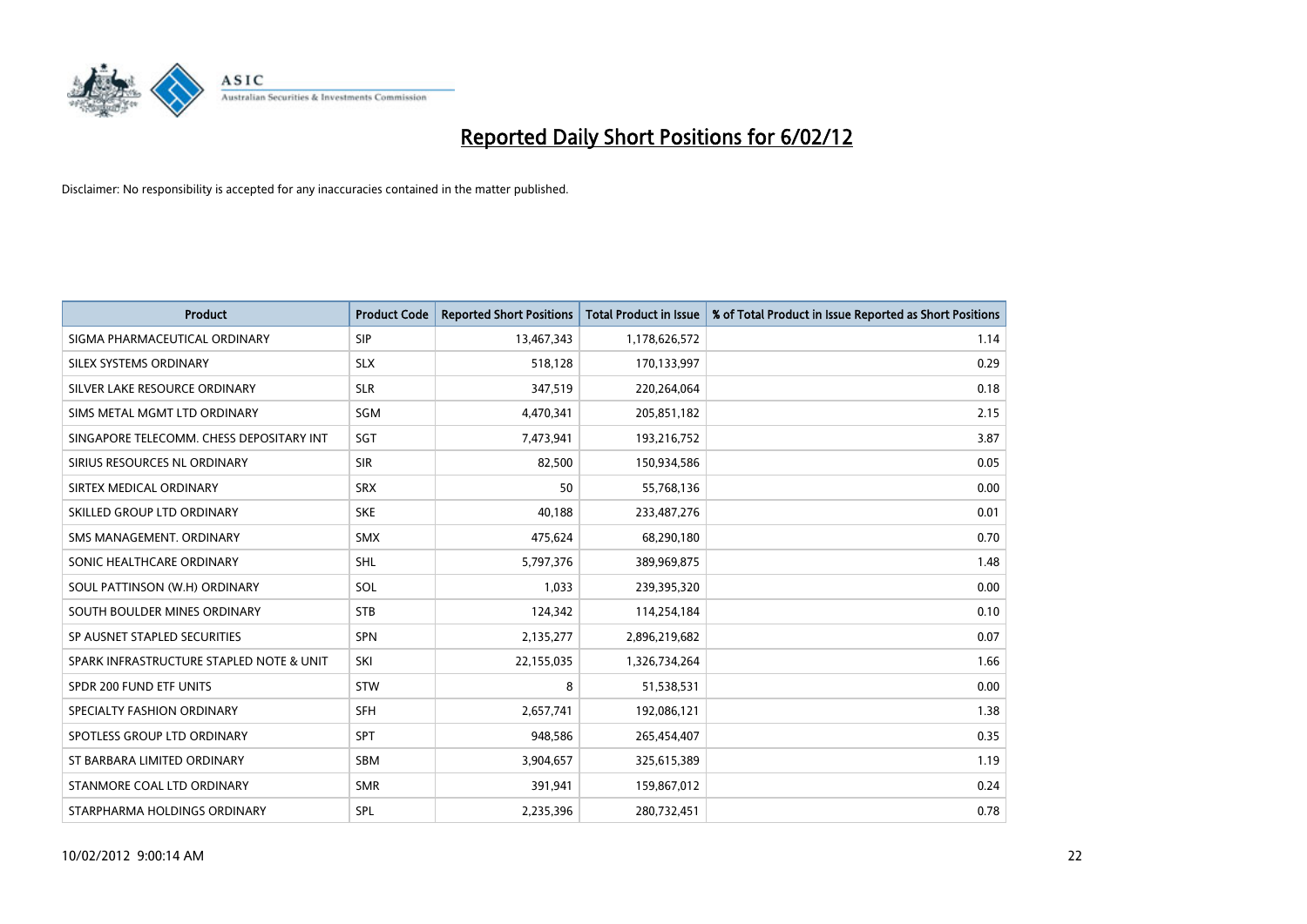# Reported Daily Short Positions for 6/02/12

Disclaimer: No responsibility is accepted for any inaccuracies contained in the matter published.

| Product | Product Code | Reported Short Positions | Total Product in Issue | % of Total Product in Issue Reported as Short Positions |
|---|---|---|---|---|
| SIGMA PHARMACEUTICAL ORDINARY | SIP | 13,467,343 | 1,178,626,572 | 1.14 |
| SILEX SYSTEMS ORDINARY | SLX | 518,128 | 170,133,997 | 0.29 |
| SILVER LAKE RESOURCE ORDINARY | SLR | 347,519 | 220,264,064 | 0.18 |
| SIMS METAL MGMT LTD ORDINARY | SGM | 4,470,341 | 205,851,182 | 2.15 |
| SINGAPORE TELECOMM. CHESS DEPOSITARY INT | SGT | 7,473,941 | 193,216,752 | 3.87 |
| SIRIUS RESOURCES NL ORDINARY | SIR | 82,500 | 150,934,586 | 0.05 |
| SIRTEX MEDICAL ORDINARY | SRX | 50 | 55,768,136 | 0.00 |
| SKILLED GROUP LTD ORDINARY | SKE | 40,188 | 233,487,276 | 0.01 |
| SMS MANAGEMENT. ORDINARY | SMX | 475,624 | 68,290,180 | 0.70 |
| SONIC HEALTHCARE ORDINARY | SHL | 5,797,376 | 389,969,875 | 1.48 |
| SOUL PATTINSON (W.H) ORDINARY | SOL | 1,033 | 239,395,320 | 0.00 |
| SOUTH BOULDER MINES ORDINARY | STB | 124,342 | 114,254,184 | 0.10 |
| SP AUSNET STAPLED SECURITIES | SPN | 2,135,277 | 2,896,219,682 | 0.07 |
| SPARK INFRASTRUCTURE STAPLED NOTE & UNIT | SKI | 22,155,035 | 1,326,734,264 | 1.66 |
| SPDR 200 FUND ETF UNITS | STW | 8 | 51,538,531 | 0.00 |
| SPECIALTY FASHION ORDINARY | SFH | 2,657,741 | 192,086,121 | 1.38 |
| SPOTLESS GROUP LTD ORDINARY | SPT | 948,586 | 265,454,407 | 0.35 |
| ST BARBARA LIMITED ORDINARY | SBM | 3,904,657 | 325,615,389 | 1.19 |
| STANMORE COAL LTD ORDINARY | SMR | 391,941 | 159,867,012 | 0.24 |
| STARPHARMA HOLDINGS ORDINARY | SPL | 2,235,396 | 280,732,451 | 0.78 |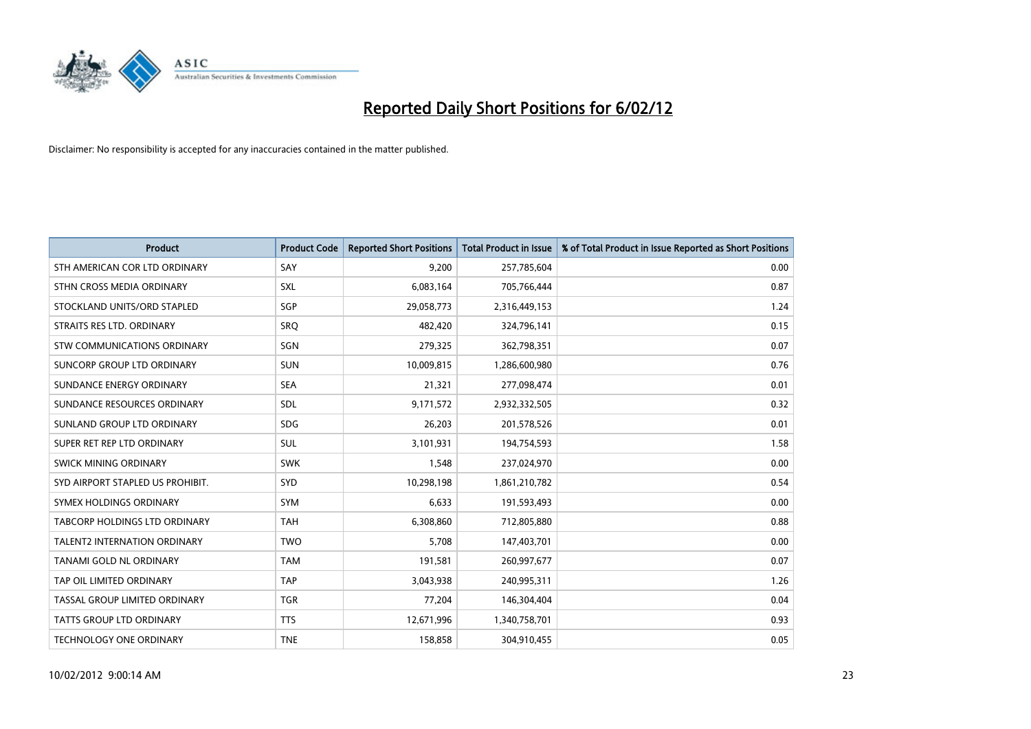# Reported Daily Short Positions for 6/02/12

Disclaimer: No responsibility is accepted for any inaccuracies contained in the matter published.

| Product | Product Code | Reported Short Positions | Total Product in Issue | % of Total Product in Issue Reported as Short Positions |
|---|---|---|---|---|
| STH AMERICAN COR LTD ORDINARY | SAY | 9,200 | 257,785,604 | 0.00 |
| STHN CROSS MEDIA ORDINARY | SXL | 6,083,164 | 705,766,444 | 0.87 |
| STOCKLAND UNITS/ORD STAPLED | SGP | 29,058,773 | 2,316,449,153 | 1.24 |
| STRAITS RES LTD. ORDINARY | SRQ | 482,420 | 324,796,141 | 0.15 |
| STW COMMUNICATIONS ORDINARY | SGN | 279,325 | 362,798,351 | 0.07 |
| SUNCORP GROUP LTD ORDINARY | SUN | 10,009,815 | 1,286,600,980 | 0.76 |
| SUNDANCE ENERGY ORDINARY | SEA | 21,321 | 277,098,474 | 0.01 |
| SUNDANCE RESOURCES ORDINARY | SDL | 9,171,572 | 2,932,332,505 | 0.32 |
| SUNLAND GROUP LTD ORDINARY | SDG | 26,203 | 201,578,526 | 0.01 |
| SUPER RET REP LTD ORDINARY | SUL | 3,101,931 | 194,754,593 | 1.58 |
| SWICK MINING ORDINARY | SWK | 1,548 | 237,024,970 | 0.00 |
| SYD AIRPORT STAPLED US PROHIBIT. | SYD | 10,298,198 | 1,861,210,782 | 0.54 |
| SYMEX HOLDINGS ORDINARY | SYM | 6,633 | 191,593,493 | 0.00 |
| TABCORP HOLDINGS LTD ORDINARY | TAH | 6,308,860 | 712,805,880 | 0.88 |
| TALENT2 INTERNATION ORDINARY | TWO | 5,708 | 147,403,701 | 0.00 |
| TANAMI GOLD NL ORDINARY | TAM | 191,581 | 260,997,677 | 0.07 |
| TAP OIL LIMITED ORDINARY | TAP | 3,043,938 | 240,995,311 | 1.26 |
| TASSAL GROUP LIMITED ORDINARY | TGR | 77,204 | 146,304,404 | 0.04 |
| TATTS GROUP LTD ORDINARY | TTS | 12,671,996 | 1,340,758,701 | 0.93 |
| TECHNOLOGY ONE ORDINARY | TNE | 158,858 | 304,910,455 | 0.05 |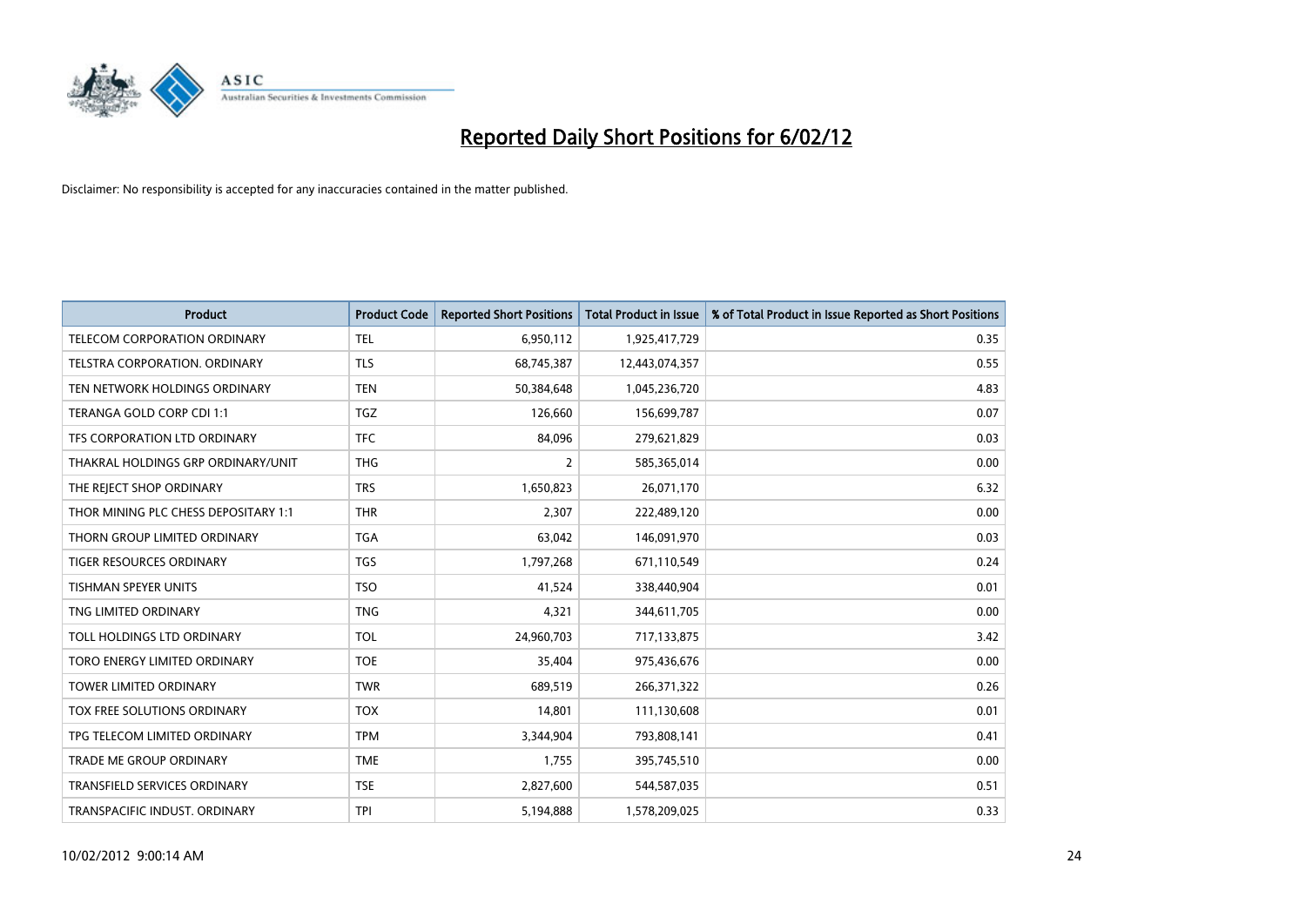# Reported Daily Short Positions for 6/02/12

Disclaimer: No responsibility is accepted for any inaccuracies contained in the matter published.

| Product | Product Code | Reported Short Positions | Total Product in Issue | % of Total Product in Issue Reported as Short Positions |
|---|---|---|---|---|
| TELECOM CORPORATION ORDINARY | TEL | 6,950,112 | 1,925,417,729 | 0.35 |
| TELSTRA CORPORATION. ORDINARY | TLS | 68,745,387 | 12,443,074,357 | 0.55 |
| TEN NETWORK HOLDINGS ORDINARY | TEN | 50,384,648 | 1,045,236,720 | 4.83 |
| TERANGA GOLD CORP CDI 1:1 | TGZ | 126,660 | 156,699,787 | 0.07 |
| TFS CORPORATION LTD ORDINARY | TFC | 84,096 | 279,621,829 | 0.03 |
| THAKRAL HOLDINGS GRP ORDINARY/UNIT | THG | 2 | 585,365,014 | 0.00 |
| THE REJECT SHOP ORDINARY | TRS | 1,650,823 | 26,071,170 | 6.32 |
| THOR MINING PLC CHESS DEPOSITARY 1:1 | THR | 2,307 | 222,489,120 | 0.00 |
| THORN GROUP LIMITED ORDINARY | TGA | 63,042 | 146,091,970 | 0.03 |
| TIGER RESOURCES ORDINARY | TGS | 1,797,268 | 671,110,549 | 0.24 |
| TISHMAN SPEYER UNITS | TSO | 41,524 | 338,440,904 | 0.01 |
| TNG LIMITED ORDINARY | TNG | 4,321 | 344,611,705 | 0.00 |
| TOLL HOLDINGS LTD ORDINARY | TOL | 24,960,703 | 717,133,875 | 3.42 |
| TORO ENERGY LIMITED ORDINARY | TOE | 35,404 | 975,436,676 | 0.00 |
| TOWER LIMITED ORDINARY | TWR | 689,519 | 266,371,322 | 0.26 |
| TOX FREE SOLUTIONS ORDINARY | TOX | 14,801 | 111,130,608 | 0.01 |
| TPG TELECOM LIMITED ORDINARY | TPM | 3,344,904 | 793,808,141 | 0.41 |
| TRADE ME GROUP ORDINARY | TME | 1,755 | 395,745,510 | 0.00 |
| TRANSFIELD SERVICES ORDINARY | TSE | 2,827,600 | 544,587,035 | 0.51 |
| TRANSPACIFIC INDUST. ORDINARY | TPI | 5,194,888 | 1,578,209,025 | 0.33 |

10/02/2012 9:00:14 AM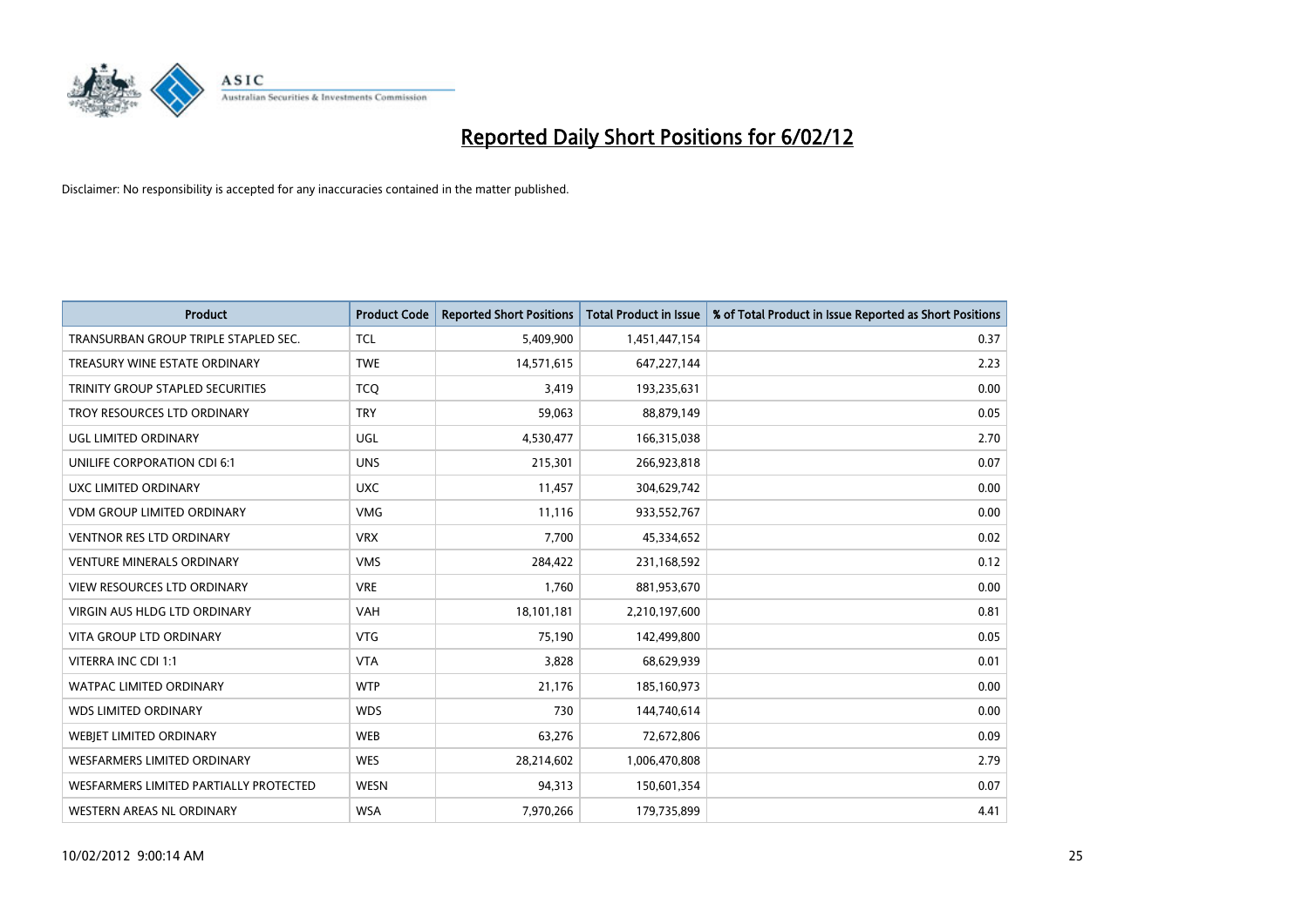# Reported Daily Short Positions for 6/02/12

Disclaimer: No responsibility is accepted for any inaccuracies contained in the matter published.

| Product | Product Code | Reported Short Positions | Total Product in Issue | % of Total Product in Issue Reported as Short Positions |
|---|---|---|---|---|
| TRANSURBAN GROUP TRIPLE STAPLED SEC. | TCL | 5,409,900 | 1,451,447,154 | 0.37 |
| TREASURY WINE ESTATE ORDINARY | TWE | 14,571,615 | 647,227,144 | 2.23 |
| TRINITY GROUP STAPLED SECURITIES | TCQ | 3,419 | 193,235,631 | 0.00 |
| TROY RESOURCES LTD ORDINARY | TRY | 59,063 | 88,879,149 | 0.05 |
| UGL LIMITED ORDINARY | UGL | 4,530,477 | 166,315,038 | 2.70 |
| UNILIFE CORPORATION CDI 6:1 | UNS | 215,301 | 266,923,818 | 0.07 |
| UXC LIMITED ORDINARY | UXC | 11,457 | 304,629,742 | 0.00 |
| VDM GROUP LIMITED ORDINARY | VMG | 11,116 | 933,552,767 | 0.00 |
| VENTNOR RES LTD ORDINARY | VRX | 7,700 | 45,334,652 | 0.02 |
| VENTURE MINERALS ORDINARY | VMS | 284,422 | 231,168,592 | 0.12 |
| VIEW RESOURCES LTD ORDINARY | VRE | 1,760 | 881,953,670 | 0.00 |
| VIRGIN AUS HLDG LTD ORDINARY | VAH | 18,101,181 | 2,210,197,600 | 0.81 |
| VITA GROUP LTD ORDINARY | VTG | 75,190 | 142,499,800 | 0.05 |
| VITERRA INC CDI 1:1 | VTA | 3,828 | 68,629,939 | 0.01 |
| WATPAC LIMITED ORDINARY | WTP | 21,176 | 185,160,973 | 0.00 |
| WDS LIMITED ORDINARY | WDS | 730 | 144,740,614 | 0.00 |
| WEBJET LIMITED ORDINARY | WEB | 63,276 | 72,672,806 | 0.09 |
| WESFARMERS LIMITED ORDINARY | WES | 28,214,602 | 1,006,470,808 | 2.79 |
| WESFARMERS LIMITED PARTIALLY PROTECTED | WESN | 94,313 | 150,601,354 | 0.07 |
| WESTERN AREAS NL ORDINARY | WSA | 7,970,266 | 179,735,899 | 4.41 |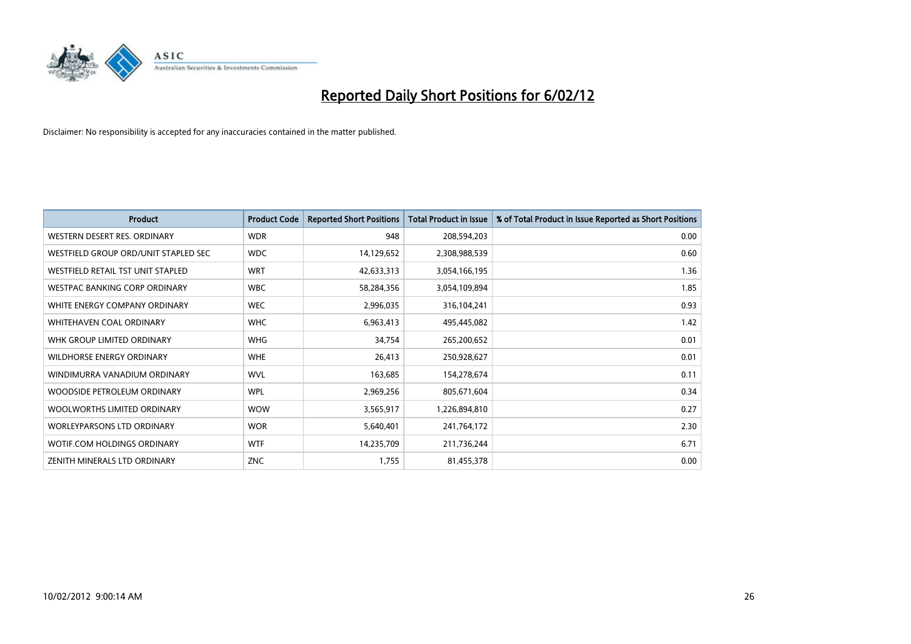# Reported Daily Short Positions for 6/02/12

Disclaimer: No responsibility is accepted for any inaccuracies contained in the matter published.

| Product | Product Code | Reported Short Positions | Total Product in Issue | % of Total Product in Issue Reported as Short Positions |
|---|---|---|---|---|
| WESTERN DESERT RES. ORDINARY | WDR | 948 | 208,594,203 | 0.00 |
| WESTFIELD GROUP ORD/UNIT STAPLED SEC | WDC | 14,129,652 | 2,308,988,539 | 0.60 |
| WESTFIELD RETAIL TST UNIT STAPLED | WRT | 42,633,313 | 3,054,166,195 | 1.36 |
| WESTPAC BANKING CORP ORDINARY | WBC | 58,284,356 | 3,054,109,894 | 1.85 |
| WHITE ENERGY COMPANY ORDINARY | WEC | 2,996,035 | 316,104,241 | 0.93 |
| WHITEHAVEN COAL ORDINARY | WHC | 6,963,413 | 495,445,082 | 1.42 |
| WHK GROUP LIMITED ORDINARY | WHG | 34,754 | 265,200,652 | 0.01 |
| WILDHORSE ENERGY ORDINARY | WHE | 26,413 | 250,928,627 | 0.01 |
| WINDIMURRA VANADIUM ORDINARY | WVL | 163,685 | 154,278,674 | 0.11 |
| WOODSIDE PETROLEUM ORDINARY | WPL | 2,969,256 | 805,671,604 | 0.34 |
| WOOLWORTHS LIMITED ORDINARY | WOW | 3,565,917 | 1,226,894,810 | 0.27 |
| WORLEYPARSONS LTD ORDINARY | WOR | 5,640,401 | 241,764,172 | 2.30 |
| WOTIF.COM HOLDINGS ORDINARY | WTF | 14,235,709 | 211,736,244 | 6.71 |
| ZENITH MINERALS LTD ORDINARY | ZNC | 1,755 | 81,455,378 | 0.00 |